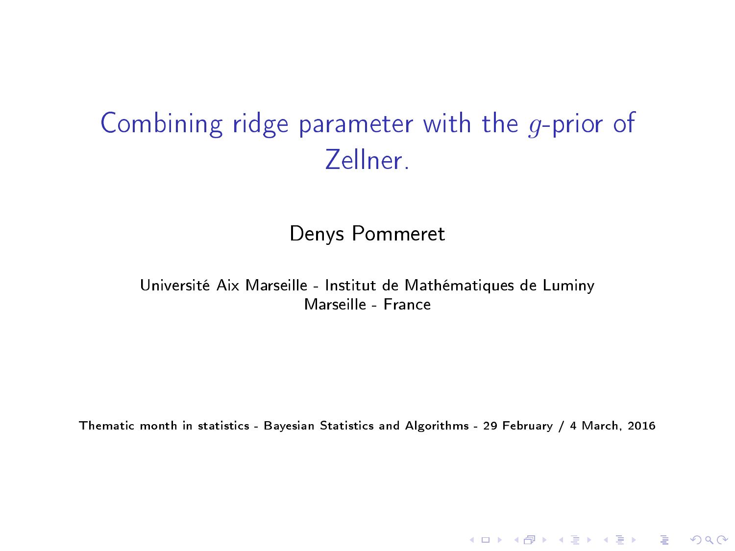# Combining ridge parameter with the $g$-prior of Zellner.

Denys Pommeret

Université Aix Marseille - Institut de Mathématiques de Luminy
Marseille - France

Thematic month in statistics - Bayesian Statistics and Algorithms - 29 February / 4 March, 2016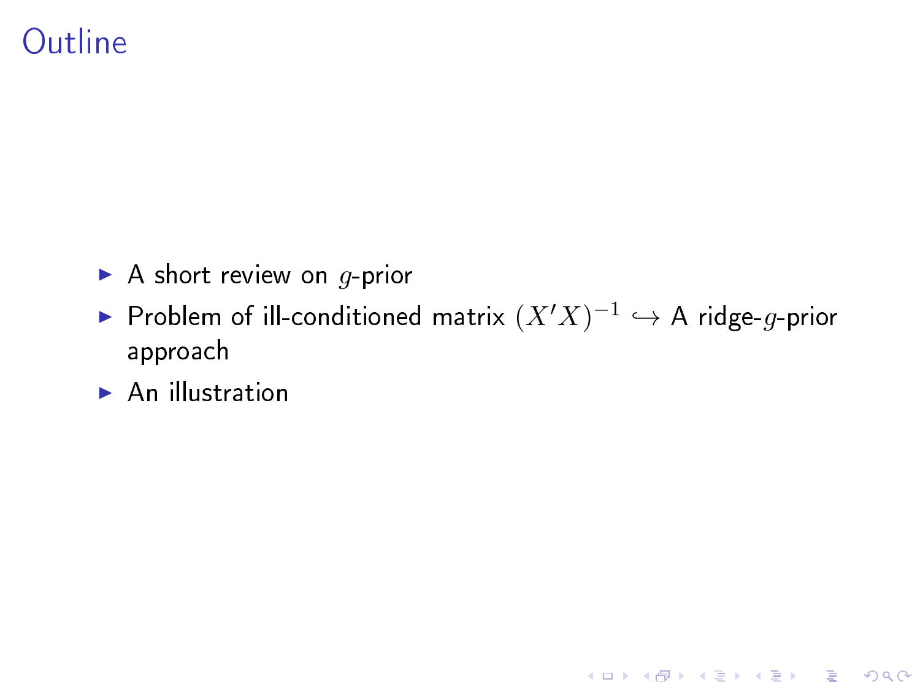# Outline

- A short review on $g$-prior
- Problem of ill-conditioned matrix $(X'X)^{-1} \hookrightarrow$ A ridge-$g$-prior approach
- An illustration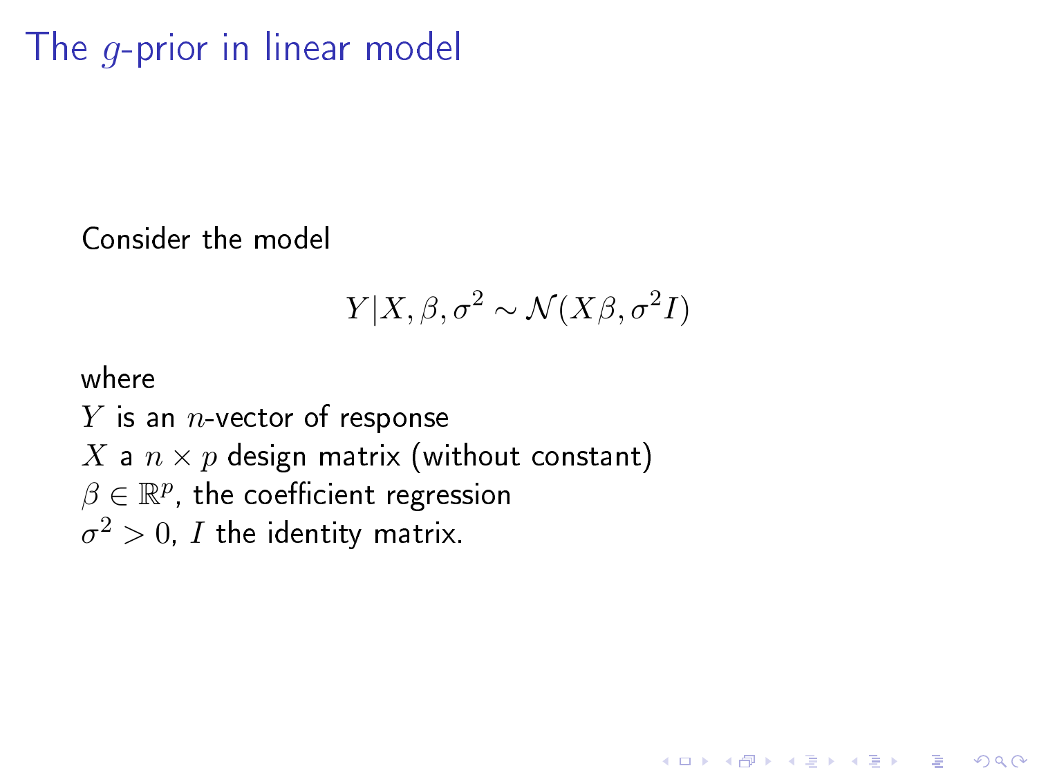# The $g$-prior in linear model

Consider the model

$$Y|X, \beta, \sigma^2 \sim \mathcal{N}(X\beta, \sigma^2 I)$$

where
$Y$ is an $n$-vector of response
$X$ a $n \times p$ design matrix (without constant)
$\beta \in \mathbb{R}^p$, the coefficient regression
$\sigma^2 > 0$, $I$ the identity matrix.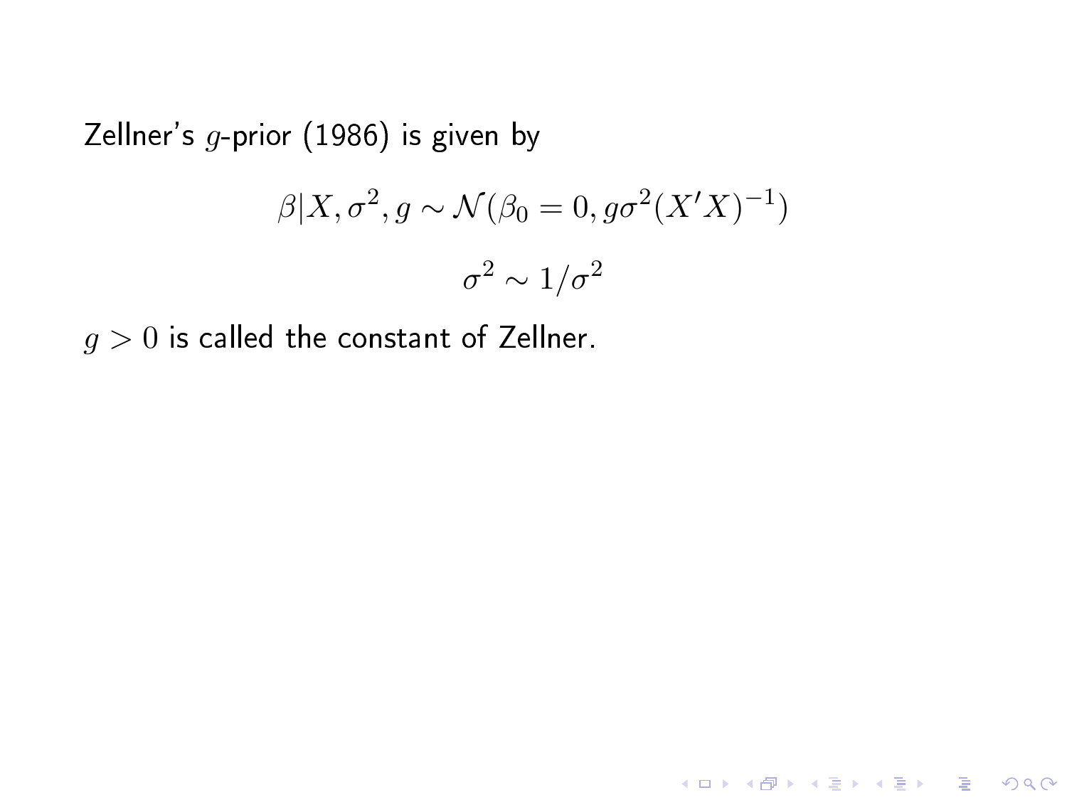Zellner's $g$-prior (1986) is given by

$$\beta | X, \sigma^2, g \sim \mathcal{N}(\beta_0 = 0, g\sigma^2(X'X)^{-1})$$

$$\sigma^2 \sim 1/\sigma^2$$

$g > 0$ is called the constant of Zellner.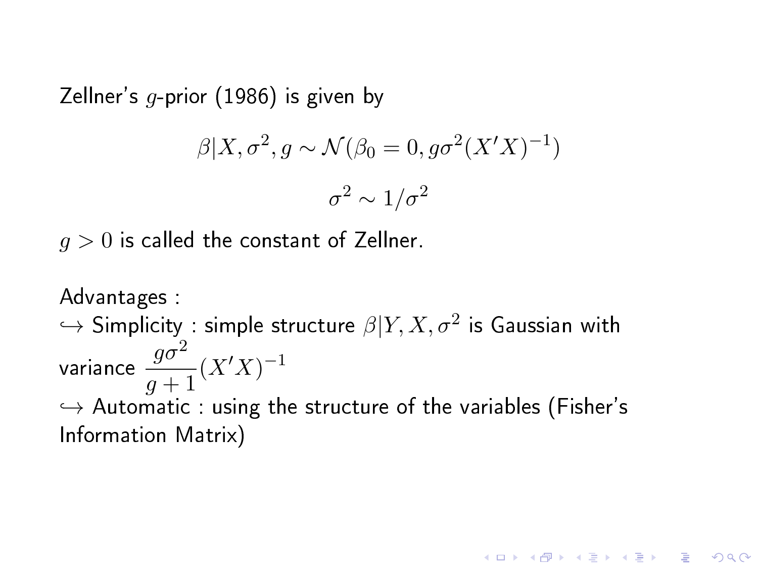Zellner's $g$-prior (1986) is given by

$$\beta|X, \sigma^2, g \sim \mathcal{N}(\beta_0 = 0, g\sigma^2(X'X)^{-1})$$

$$\sigma^2 \sim 1/\sigma^2$$

$g > 0$ is called the constant of Zellner.

Advantages :
$\hookrightarrow$ Simplicity : simple structure $\beta|Y, X, \sigma^2$ is Gaussian with variance $\dfrac{g\sigma^2}{g+1}(X'X)^{-1}$
$\hookrightarrow$ Automatic : using the structure of the variables (Fisher's Information Matrix)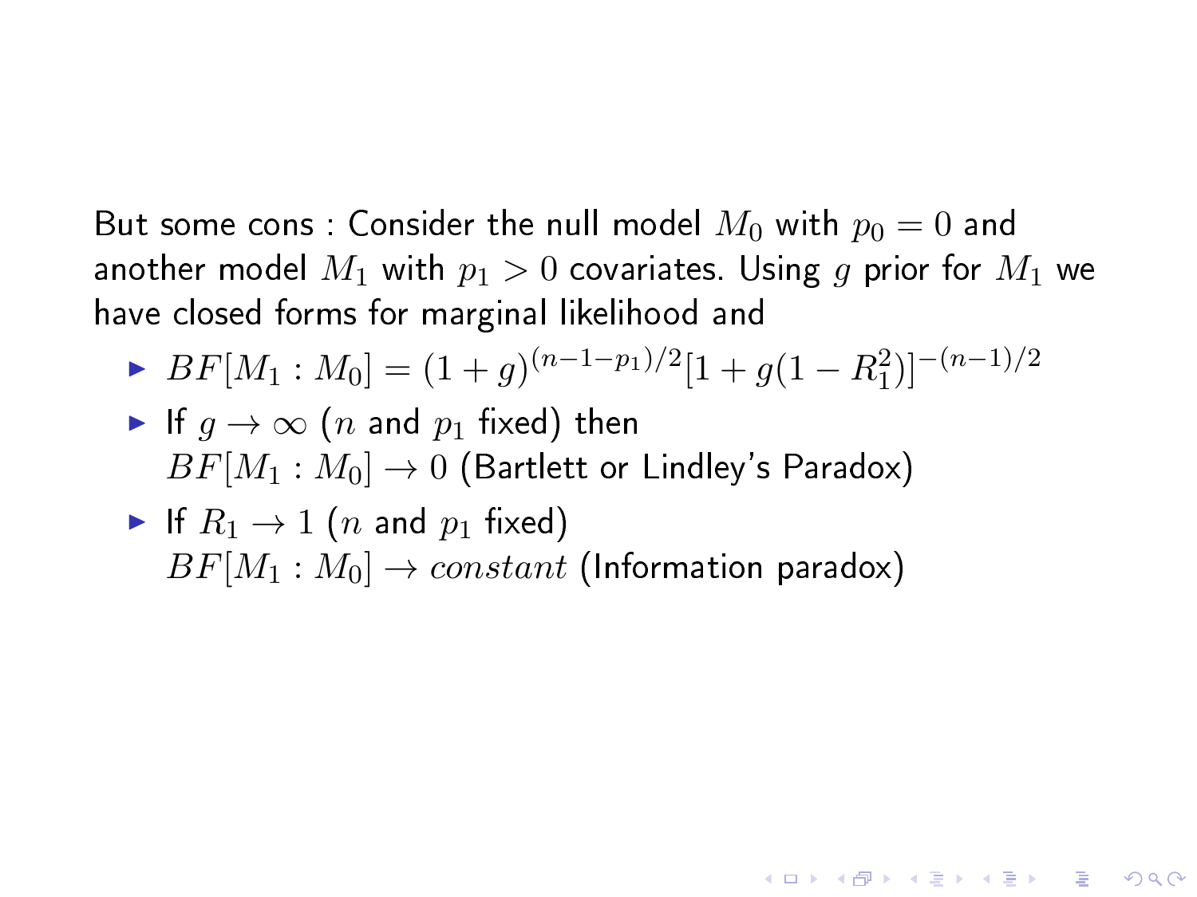But some cons : Consider the null model $M_0$ with $p_0 = 0$ and another model $M_1$ with $p_1 > 0$ covariates. Using $g$ prior for $M_1$ we have closed forms for marginal likelihood and

- $BF[M_1 : M_0] = (1+g)^{(n-1-p_1)/2}[1 + g(1 - R_1^2)]^{-(n-1)/2}$
- If $g \to \infty$ ($n$ and $p_1$ fixed) then $BF[M_1 : M_0] \to 0$ (Bartlett or Lindley's Paradox)
- If $R_1 \to 1$ ($n$ and $p_1$ fixed) $BF[M_1 : M_0] \to constant$ (Information paradox)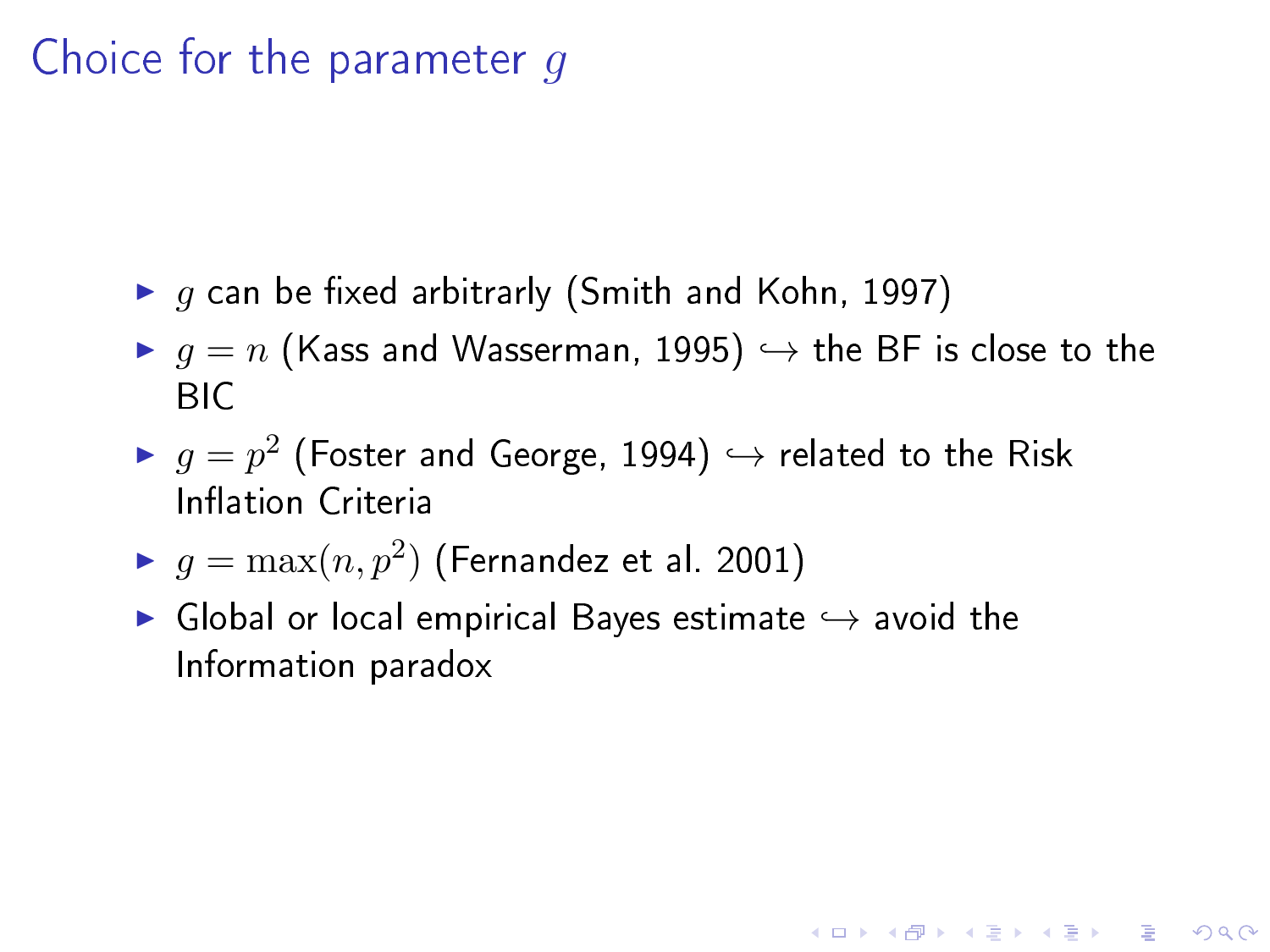# Choice for the parameter $g$

- $g$ can be fixed arbitrarly (Smith and Kohn, 1997)
- $g = n$ (Kass and Wasserman, 1995) $\hookrightarrow$ the BF is close to the BIC
- $g = p^2$ (Foster and George, 1994) $\hookrightarrow$ related to the Risk Inflation Criteria
- $g = \max(n, p^2)$ (Fernandez et al. 2001)
- Global or local empirical Bayes estimate $\hookrightarrow$ avoid the Information paradox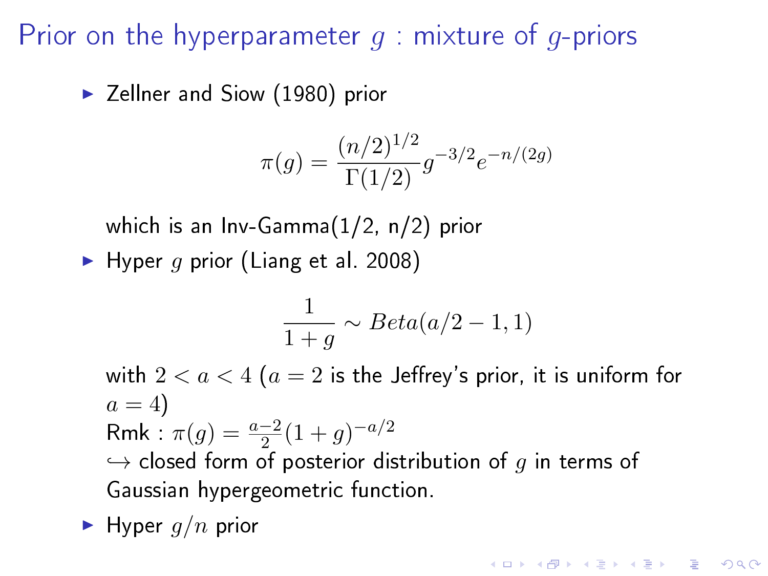# Prior on the hyperparameter $g$ : mixture of $g$-priors

- Zellner and Siow (1980) prior

$$\pi(g) = \frac{(n/2)^{1/2}}{\Gamma(1/2)} g^{-3/2} e^{-n/(2g)}$$

  which is an Inv-Gamma(1/2, n/2) prior

- Hyper $g$ prior (Liang et al. 2008)

$$\frac{1}{1+g} \sim Beta(a/2-1, 1)$$

  with $2 < a < 4$ ($a = 2$ is the Jeffrey's prior, it is uniform for $a = 4$)
  Rmk : $\pi(g) = \frac{a-2}{2}(1+g)^{-a/2}$
  $\hookrightarrow$ closed form of posterior distribution of $g$ in terms of Gaussian hypergeometric function.

- Hyper $g/n$ prior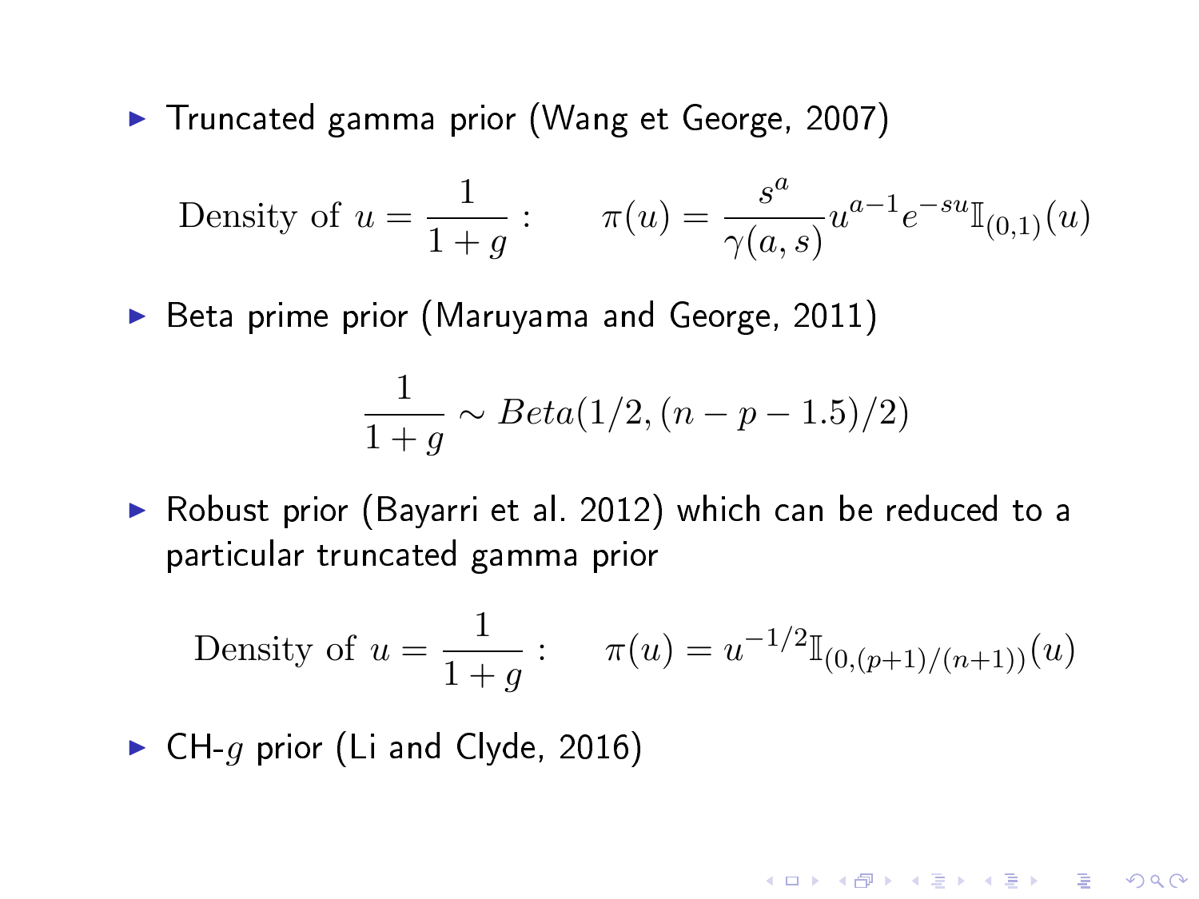- Truncated gamma prior (Wang et George, 2007)

$$\text{Density of } u = \frac{1}{1+g}: \qquad \pi(u) = \frac{s^a}{\gamma(a,s)} u^{a-1} e^{-su} \mathbb{I}_{(0,1)}(u)$$

- Beta prime prior (Maruyama and George, 2011)

$$\frac{1}{1+g} \sim Beta(1/2, (n-p-1.5)/2)$$

- Robust prior (Bayarri et al. 2012) which can be reduced to a particular truncated gamma prior

$$\text{Density of } u = \frac{1}{1+g}: \qquad \pi(u) = u^{-1/2} \mathbb{I}_{(0,(p+1)/(n+1))}(u)$$

- CH-$g$ prior (Li and Clyde, 2016)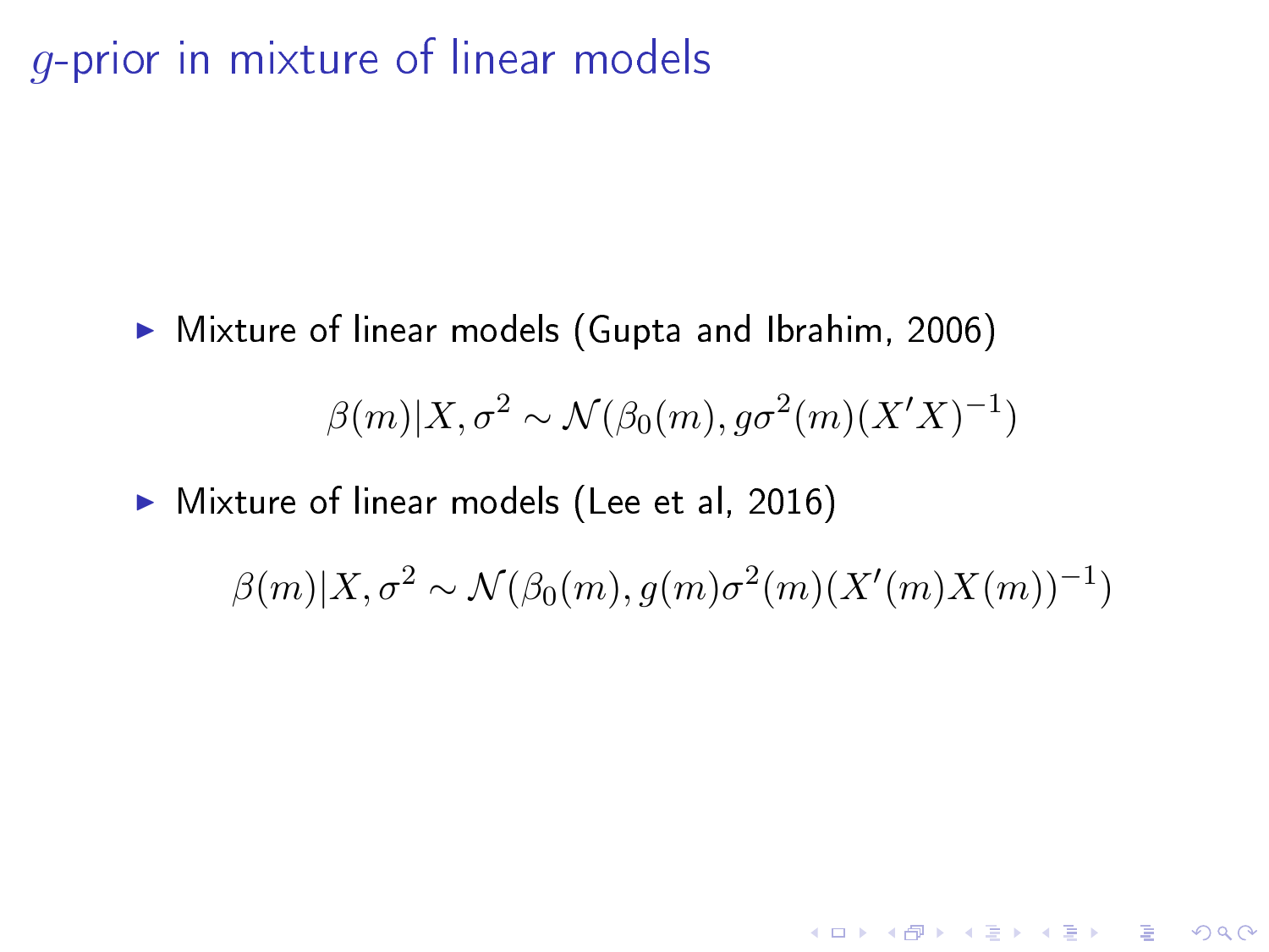# $g$-prior in mixture of linear models

- Mixture of linear models (Gupta and Ibrahim, 2006)

$$\beta(m)|X, \sigma^2 \sim \mathcal{N}(\beta_0(m), g\sigma^2(m)(X'X)^{-1})$$

- Mixture of linear models (Lee et al, 2016)

$$\beta(m)|X, \sigma^2 \sim \mathcal{N}(\beta_0(m), g(m)\sigma^2(m)(X'(m)X(m))^{-1})$$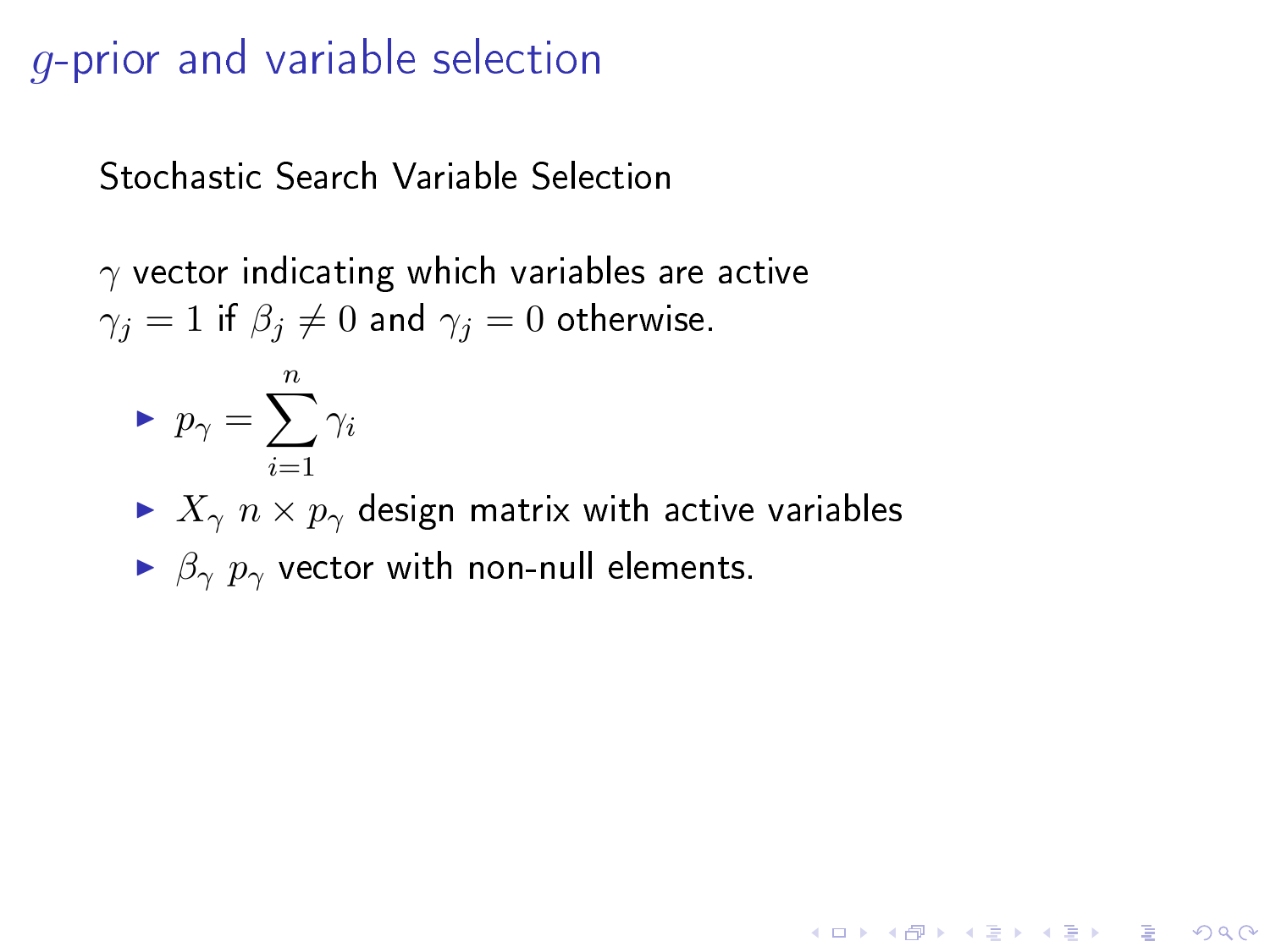# $g$-prior and variable selection

Stochastic Search Variable Selection

$\gamma$ vector indicating which variables are active
$\gamma_j = 1$ if $\beta_j \neq 0$ and $\gamma_j = 0$ otherwise.

- $p_\gamma = \sum_{i=1}^{n} \gamma_i$
- $X_\gamma$ $n \times p_\gamma$ design matrix with active variables
- $\beta_\gamma$ $p_\gamma$ vector with non-null elements.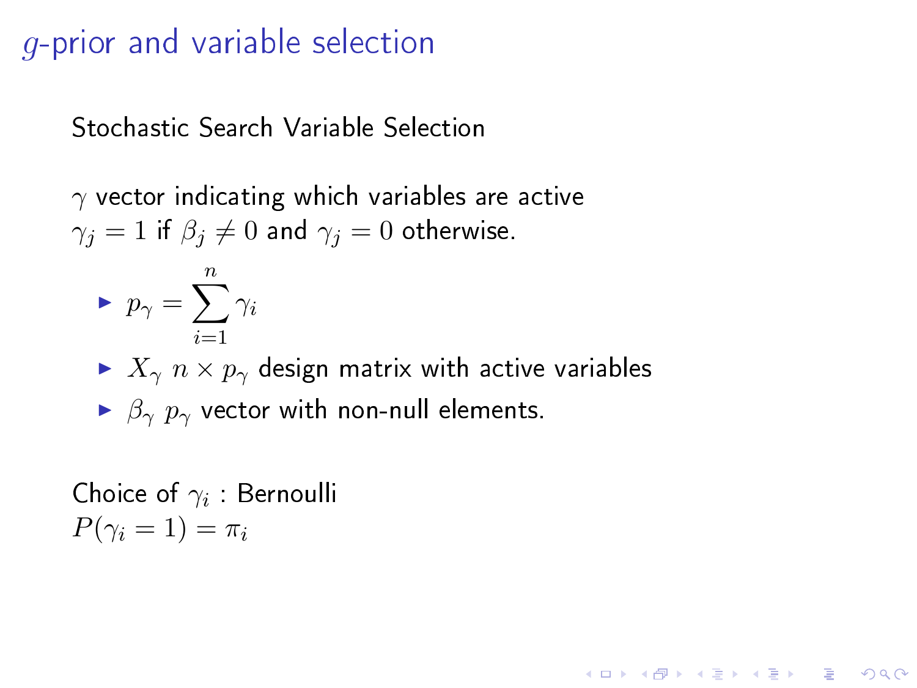# $g$-prior and variable selection

Stochastic Search Variable Selection

$\gamma$ vector indicating which variables are active
$\gamma_j = 1$ if $\beta_j \neq 0$ and $\gamma_j = 0$ otherwise.

- $p_\gamma = \sum_{i=1}^{n} \gamma_i$
- $X_\gamma$ $n \times p_\gamma$ design matrix with active variables
- $\beta_\gamma$ $p_\gamma$ vector with non-null elements.

Choice of $\gamma_i$ : Bernoulli
$P(\gamma_i = 1) = \pi_i$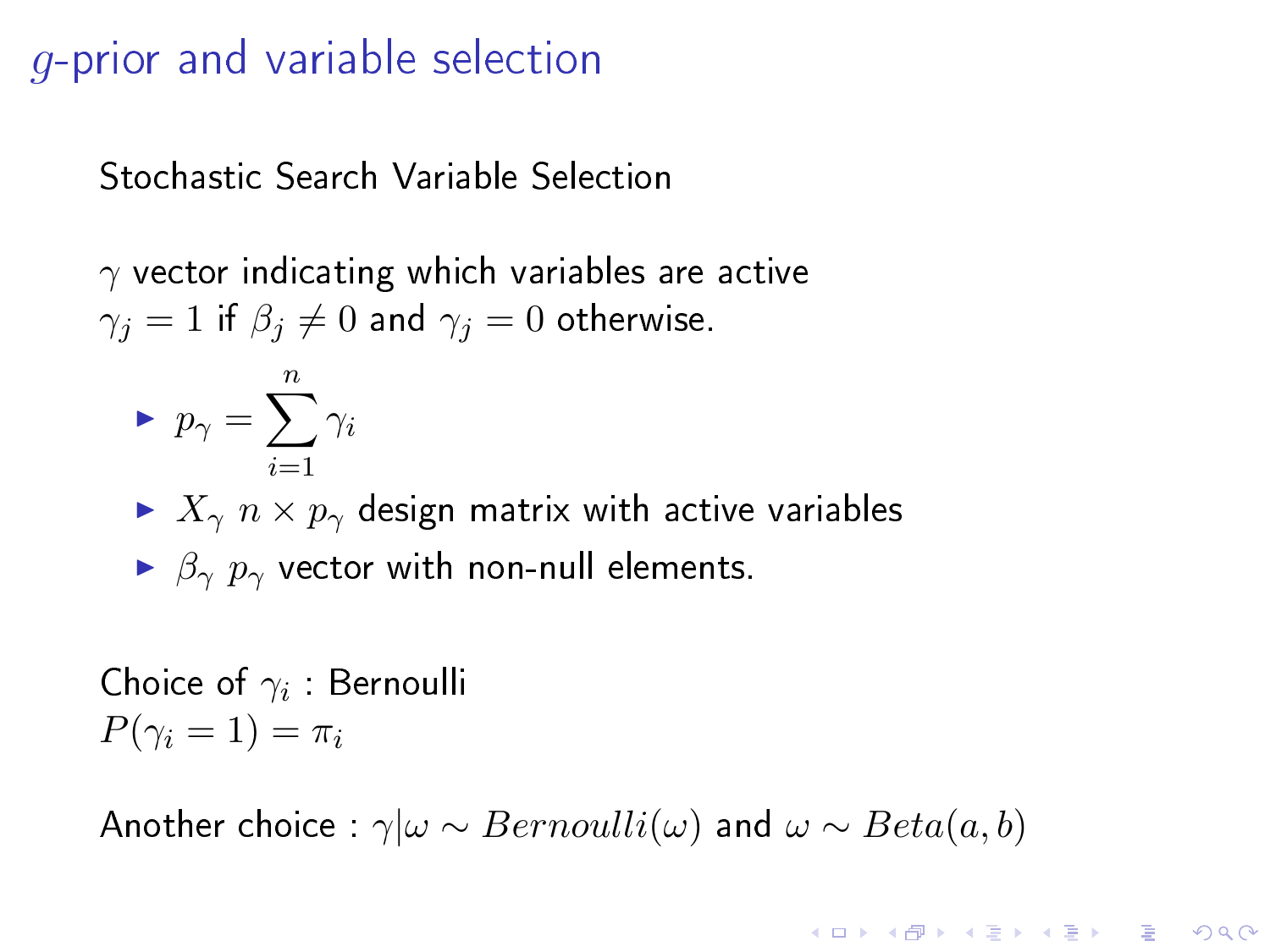# $g$-prior and variable selection

Stochastic Search Variable Selection

$\gamma$ vector indicating which variables are active
$\gamma_j = 1$ if $\beta_j \neq 0$ and $\gamma_j = 0$ otherwise.

- $p_\gamma = \sum_{i=1}^{n} \gamma_i$
- $X_\gamma$ $n \times p_\gamma$ design matrix with active variables
- $\beta_\gamma$ $p_\gamma$ vector with non-null elements.

Choice of $\gamma_i$ : Bernoulli
$P(\gamma_i = 1) = \pi_i$

Another choice : $\gamma|\omega \sim Bernoulli(\omega)$ and $\omega \sim Beta(a, b)$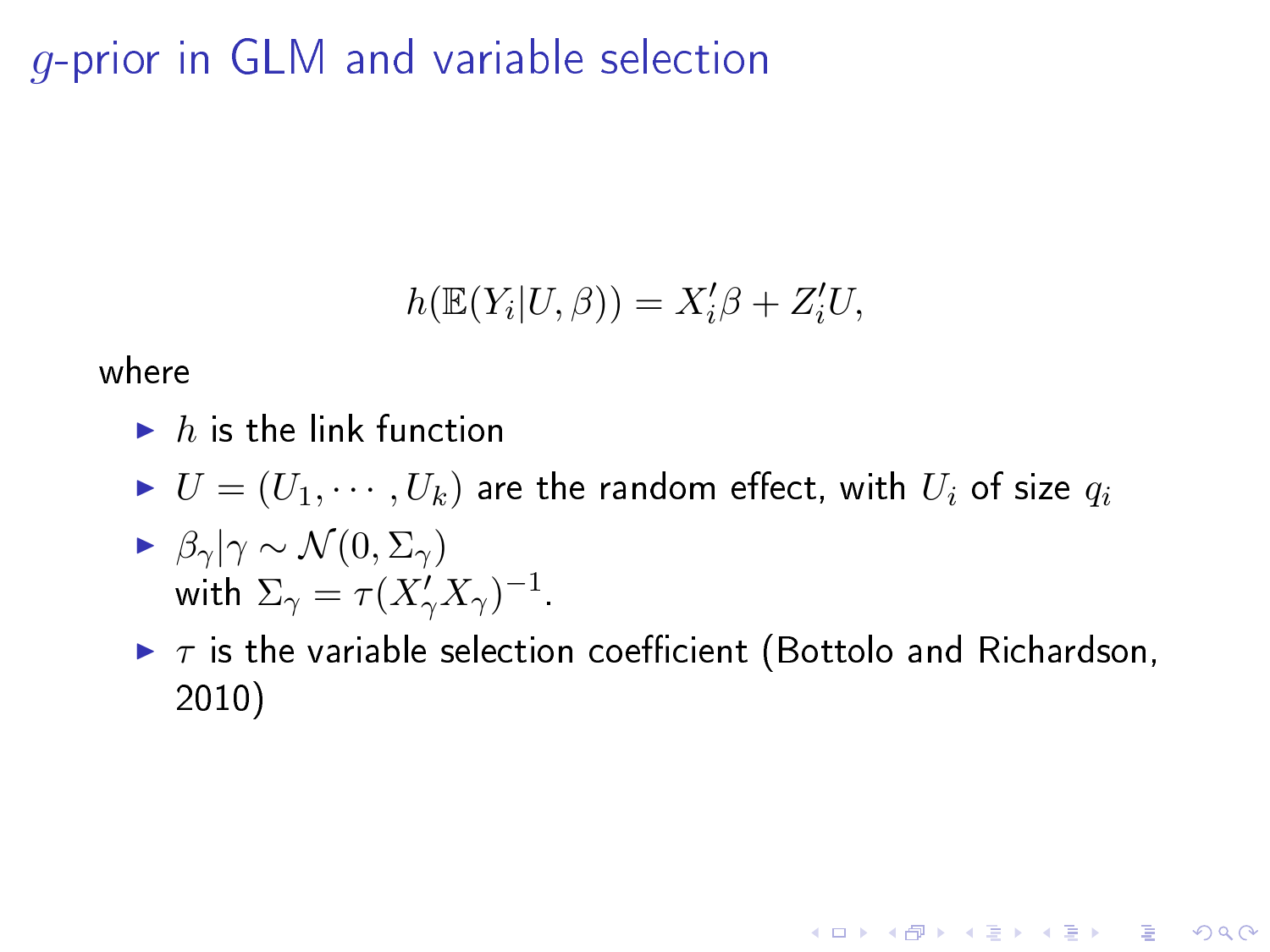# $g$-prior in GLM and variable selection

$$h(\mathbb{E}(Y_i|U,\beta)) = X_i'\beta + Z_i'U,$$

where

- $h$ is the link function
- $U = (U_1, \cdots, U_k)$ are the random effect, with $U_i$ of size $q_i$
- $\beta_\gamma|\gamma \sim \mathcal{N}(0, \Sigma_\gamma)$  
  with $\Sigma_\gamma = \tau(X_\gamma' X_\gamma)^{-1}$.
- $\tau$ is the variable selection coefficient (Bottolo and Richardson, 2010)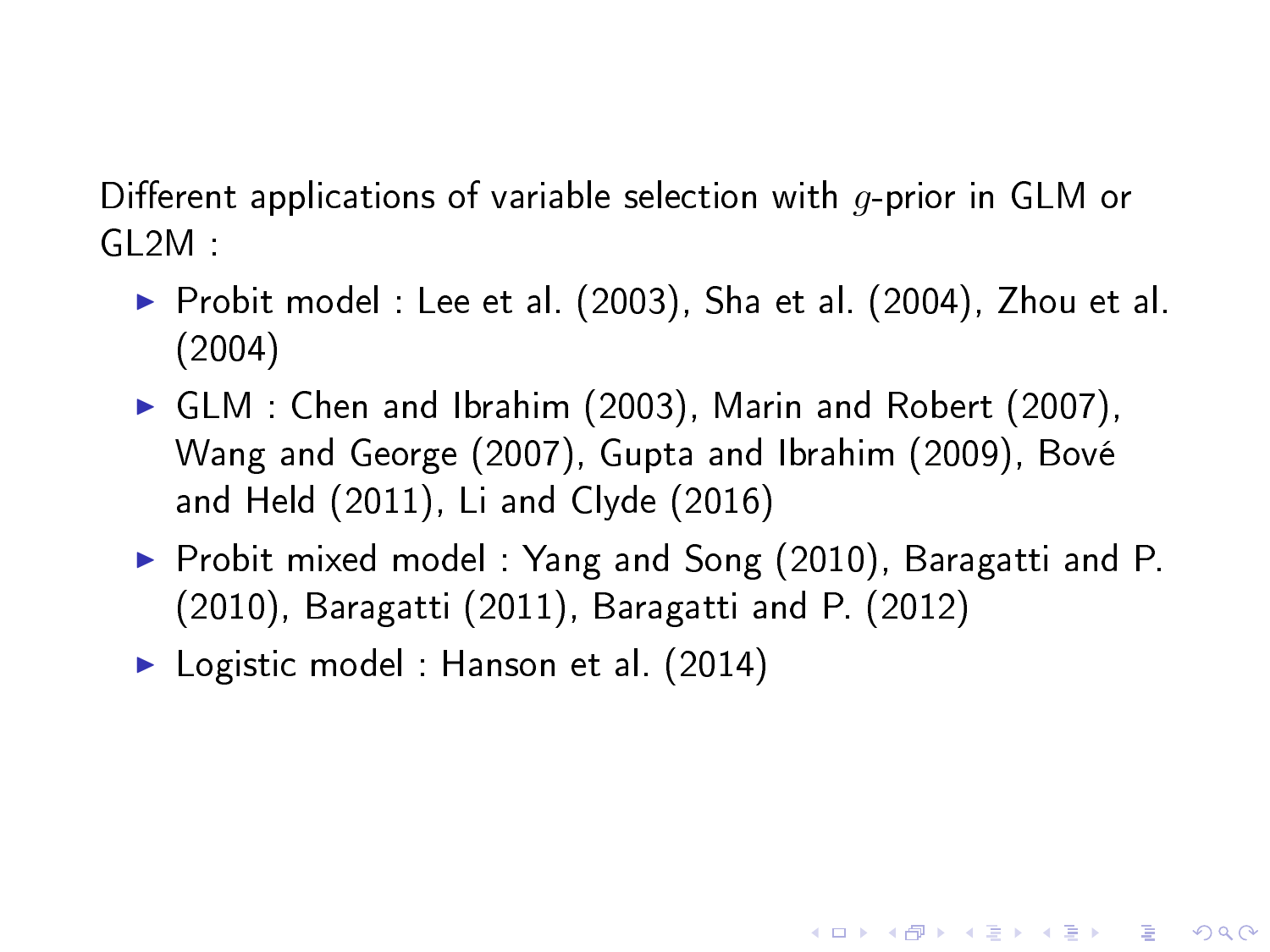Different applications of variable selection with $g$-prior in GLM or GL2M :

- Probit model : Lee et al. (2003), Sha et al. (2004), Zhou et al. (2004)
- GLM : Chen and Ibrahim (2003), Marin and Robert (2007), Wang and George (2007), Gupta and Ibrahim (2009), Bové and Held (2011), Li and Clyde (2016)
- Probit mixed model : Yang and Song (2010), Baragatti and P. (2010), Baragatti (2011), Baragatti and P. (2012)
- Logistic model : Hanson et al. (2014)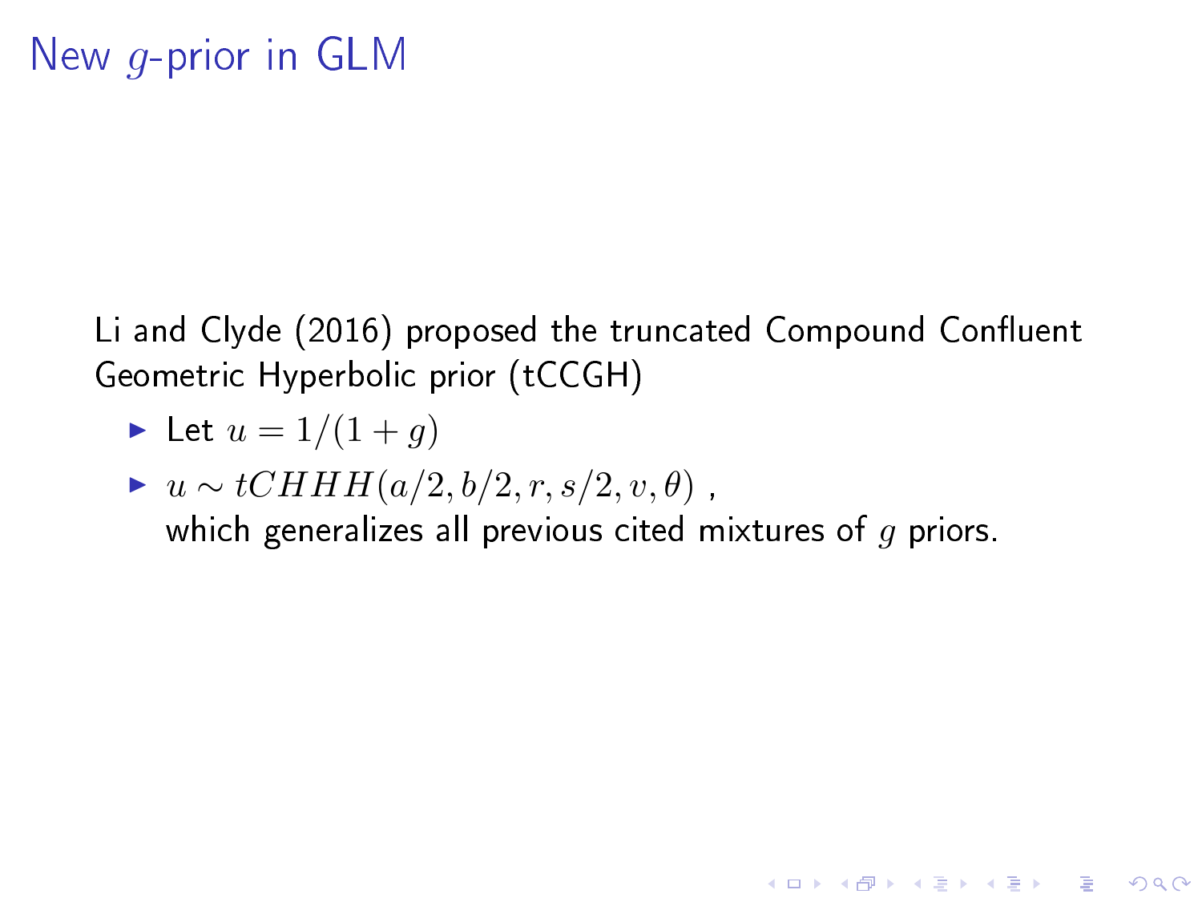# New $g$-prior in GLM

Li and Clyde (2016) proposed the truncated Compound Confluent Geometric Hyperbolic prior (tCCGH)

- Let $u = 1/(1+g)$
- $u \sim tCHHH(a/2, b/2, r, s/2, v, \theta)$ , which generalizes all previous cited mixtures of $g$ priors.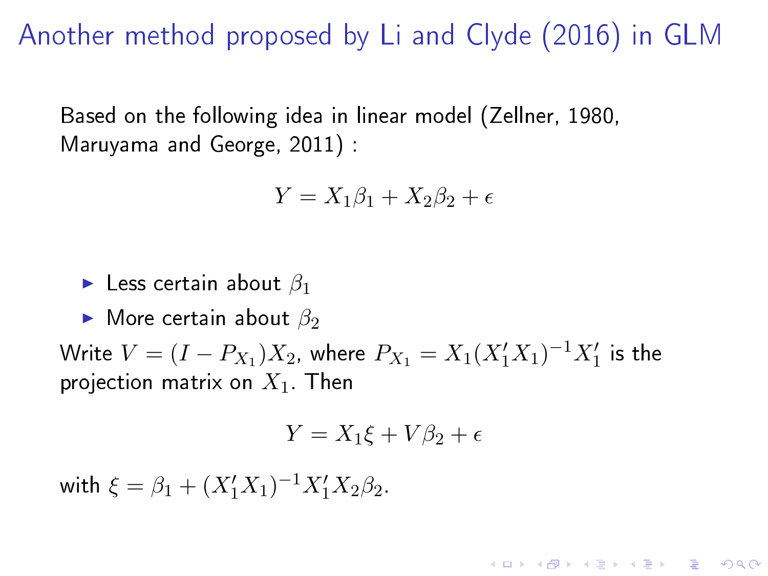# Another method proposed by Li and Clyde (2016) in GLM

Based on the following idea in linear model (Zellner, 1980, Maruyama and George, 2011) :

$$Y = X_1\beta_1 + X_2\beta_2 + \epsilon$$

- Less certain about $\beta_1$
- More certain about $\beta_2$

Write $V = (I - P_{X_1})X_2$, where $P_{X_1} = X_1(X_1'X_1)^{-1}X_1'$ is the projection matrix on $X_1$. Then

$$Y = X_1\xi + V\beta_2 + \epsilon$$

with $\xi = \beta_1 + (X_1'X_1)^{-1}X_1'X_2\beta_2$.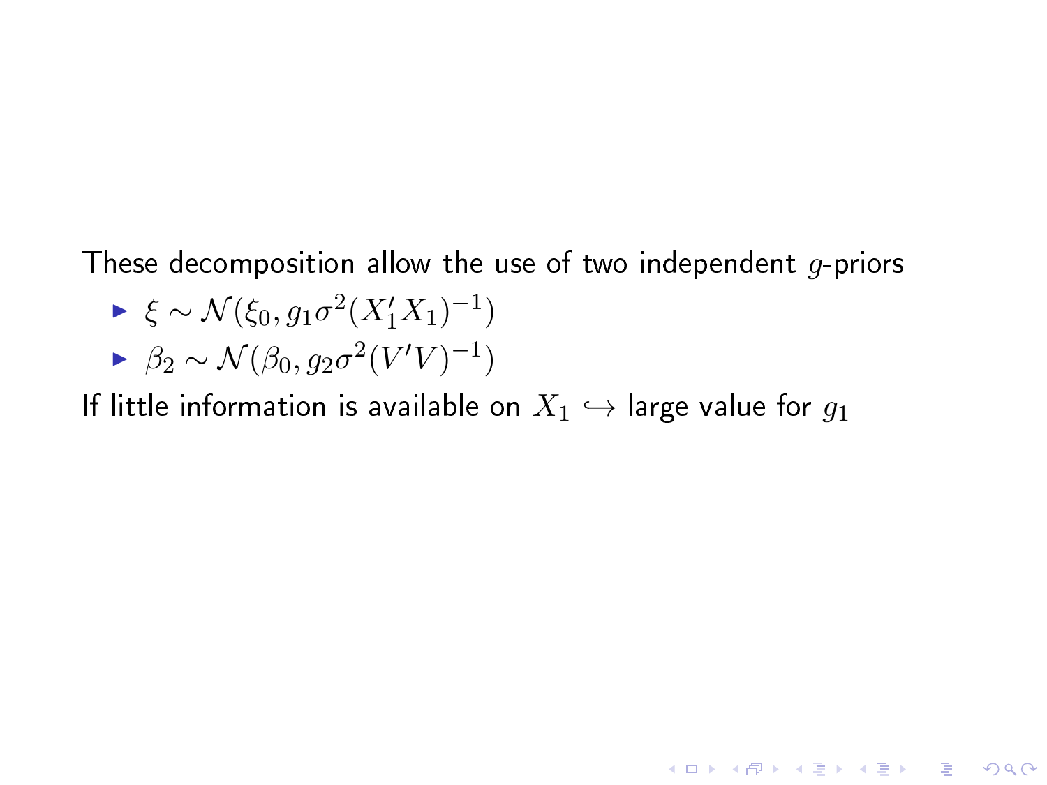These decomposition allow the use of two independent $g$-priors

- $\xi \sim \mathcal{N}(\xi_0, g_1\sigma^2(X_1'X_1)^{-1})$
- $\beta_2 \sim \mathcal{N}(\beta_0, g_2\sigma^2(V'V)^{-1})$

If little information is available on $X_1 \hookrightarrow$ large value for $g_1$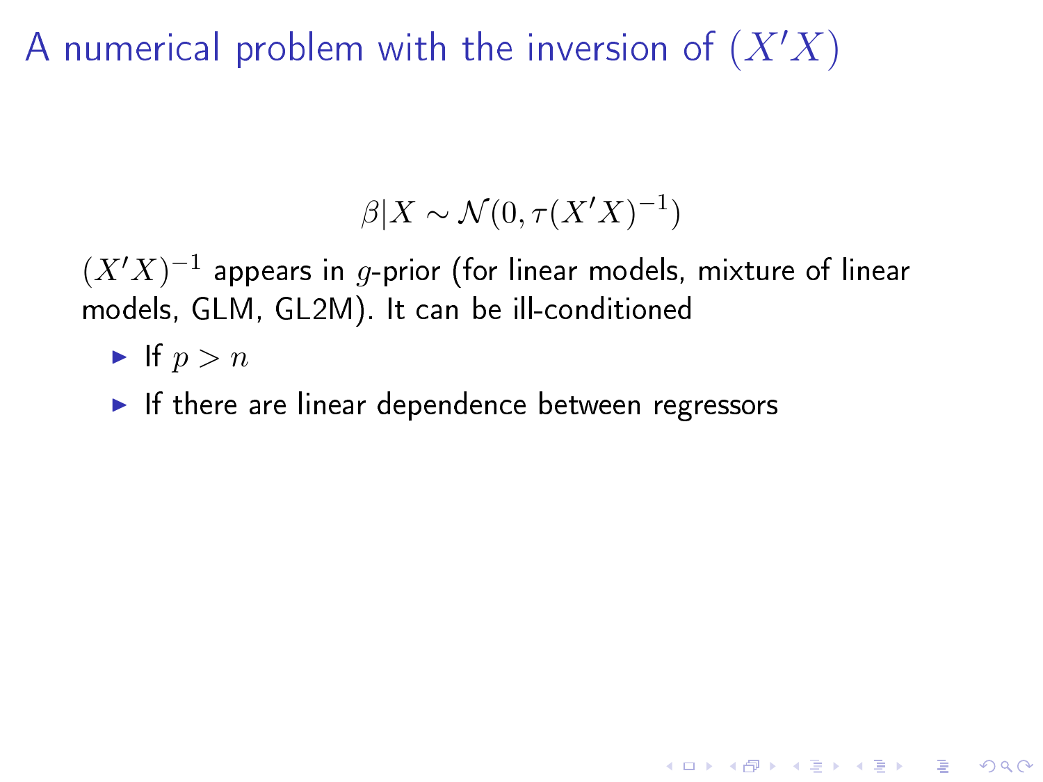# A numerical problem with the inversion of $(X'X)$

$$\beta | X \sim \mathcal{N}(0, \tau(X'X)^{-1})$$

$(X'X)^{-1}$ appears in $g$-prior (for linear models, mixture of linear models, GLM, GL2M). It can be ill-conditioned

- If $p > n$
- If there are linear dependence between regressors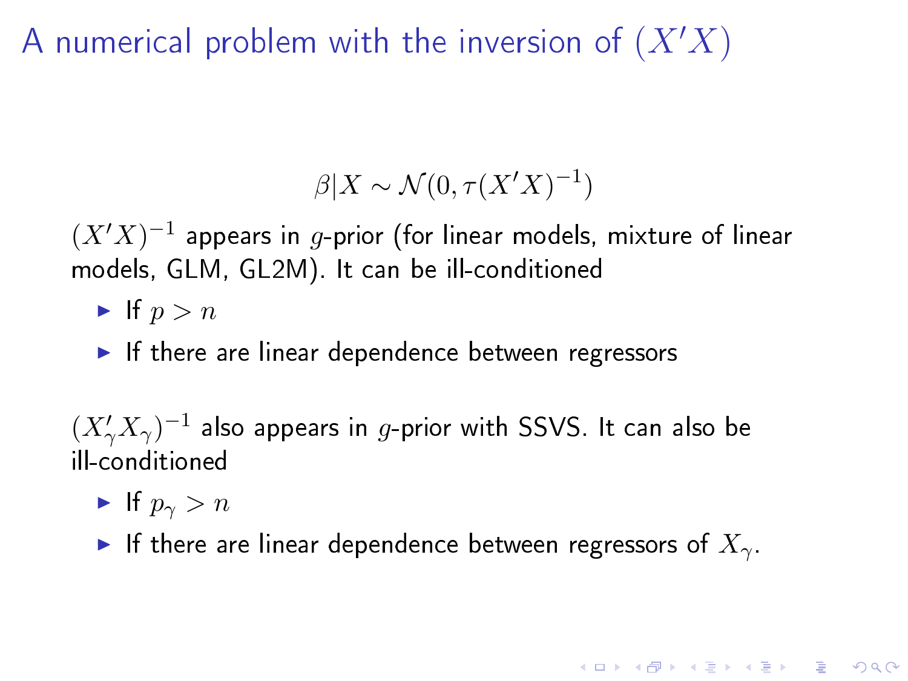# A numerical problem with the inversion of $(X'X)$

$$\beta | X \sim \mathcal{N}(0, \tau(X'X)^{-1})$$

$(X'X)^{-1}$ appears in $g$-prior (for linear models, mixture of linear models, GLM, GL2M). It can be ill-conditioned

- If $p > n$
- If there are linear dependence between regressors

$(X'_\gamma X_\gamma)^{-1}$ also appears in $g$-prior with SSVS. It can also be ill-conditioned

- If $p_\gamma > n$
- If there are linear dependence between regressors of $X_\gamma$.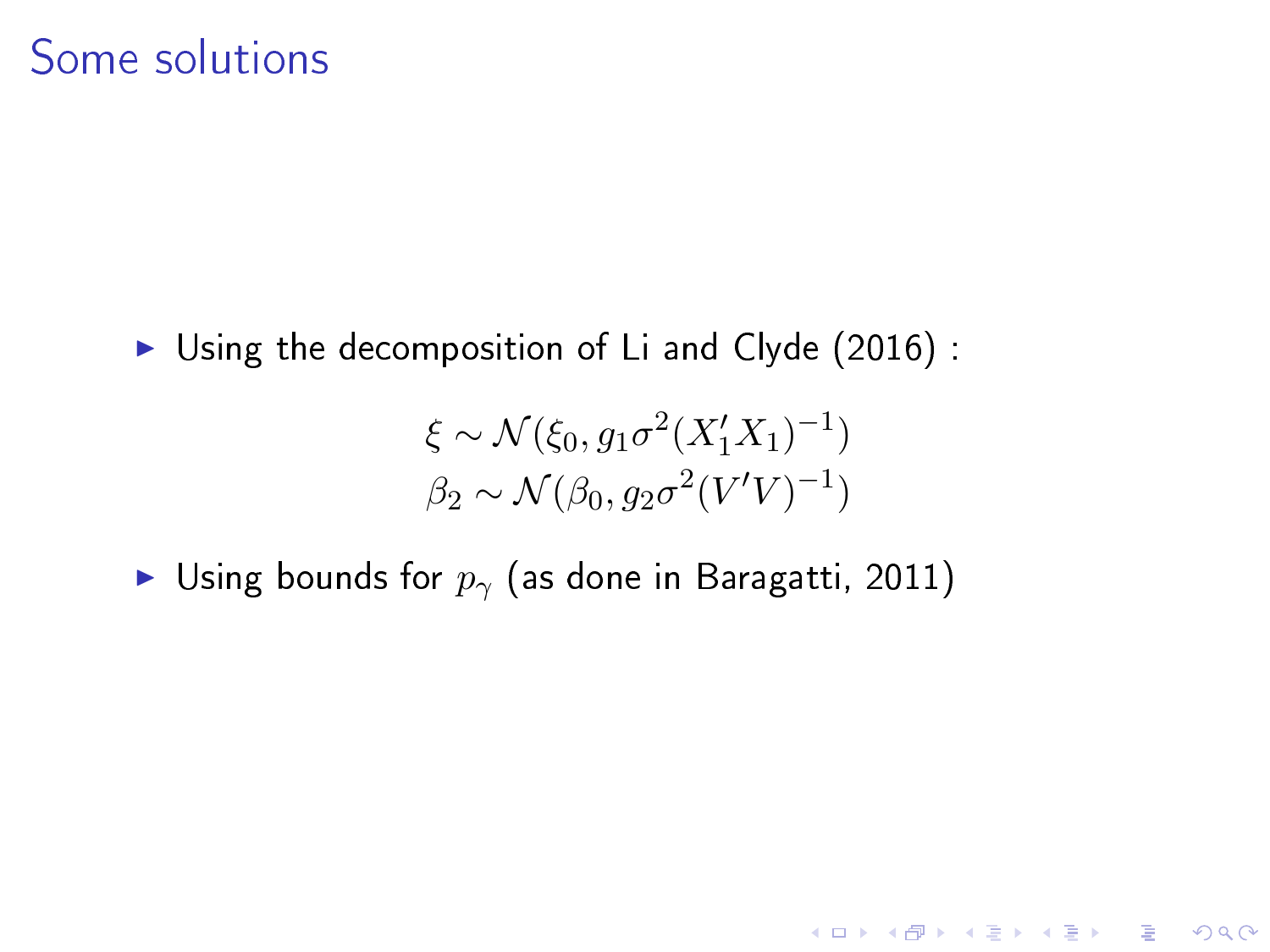# Some solutions

- Using the decomposition of Li and Clyde (2016) :

$$
\xi \sim \mathcal{N}(\xi_0, g_1\sigma^2(X_1'X_1)^{-1})
$$
$$
\beta_2 \sim \mathcal{N}(\beta_0, g_2\sigma^2(V'V)^{-1})
$$

- Using bounds for $p_\gamma$ (as done in Baragatti, 2011)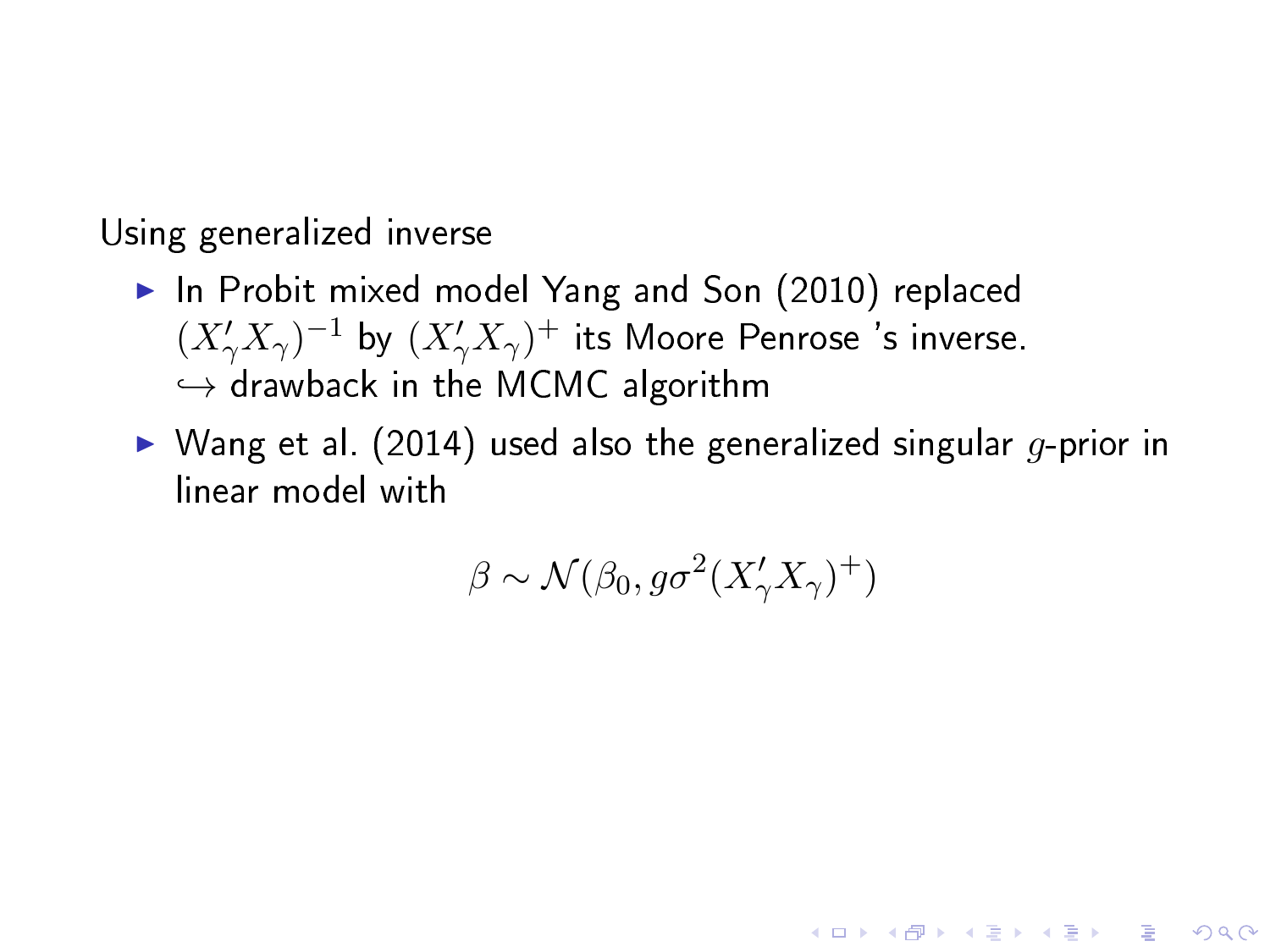Using generalized inverse

- In Probit mixed model Yang and Son (2010) replaced $(X'_\gamma X_\gamma)^{-1}$ by $(X'_\gamma X_\gamma)^{+}$ its Moore Penrose 's inverse.
  $\hookrightarrow$ drawback in the MCMC algorithm
- Wang et al. (2014) used also the generalized singular $g$-prior in linear model with

$$\beta \sim \mathcal{N}(\beta_0, g\sigma^2 (X'_\gamma X_\gamma)^{+})$$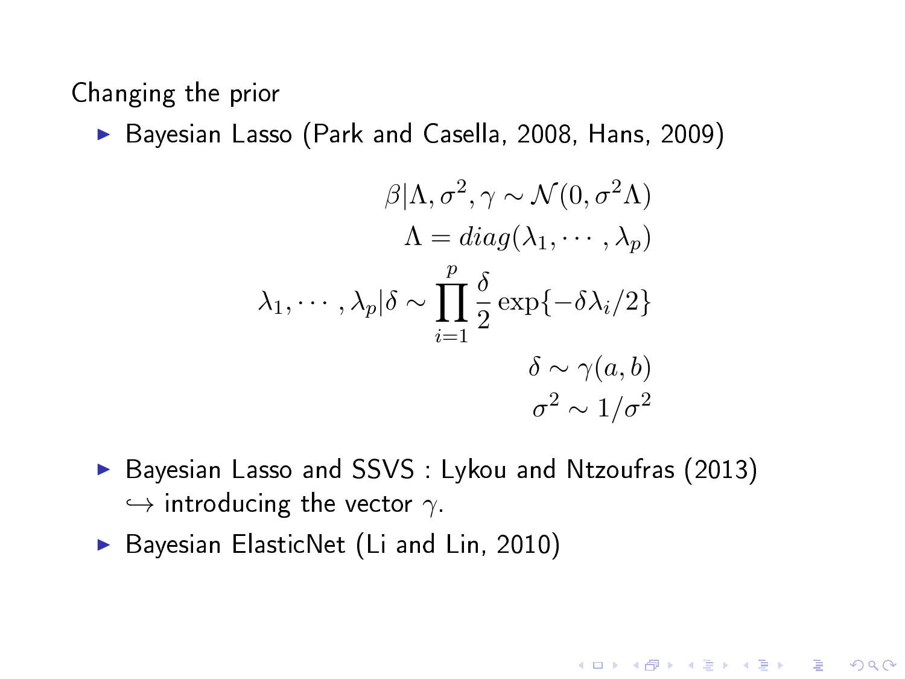Changing the prior

- Bayesian Lasso (Park and Casella, 2008, Hans, 2009)

$$
\begin{aligned}
\beta|\Lambda, \sigma^2, \gamma &\sim \mathcal{N}(0, \sigma^2\Lambda) \\
\Lambda &= diag(\lambda_1, \cdots, \lambda_p) \\
\lambda_1, \cdots, \lambda_p|\delta &\sim \prod_{i=1}^{p} \frac{\delta}{2} \exp\{-\delta\lambda_i/2\} \\
\delta &\sim \gamma(a, b) \\
\sigma^2 &\sim 1/\sigma^2
\end{aligned}
$$

- Bayesian Lasso and SSVS : Lykou and Ntzoufras (2013)
  $\hookrightarrow$ introducing the vector $\gamma$.
- Bayesian ElasticNet (Li and Lin, 2010)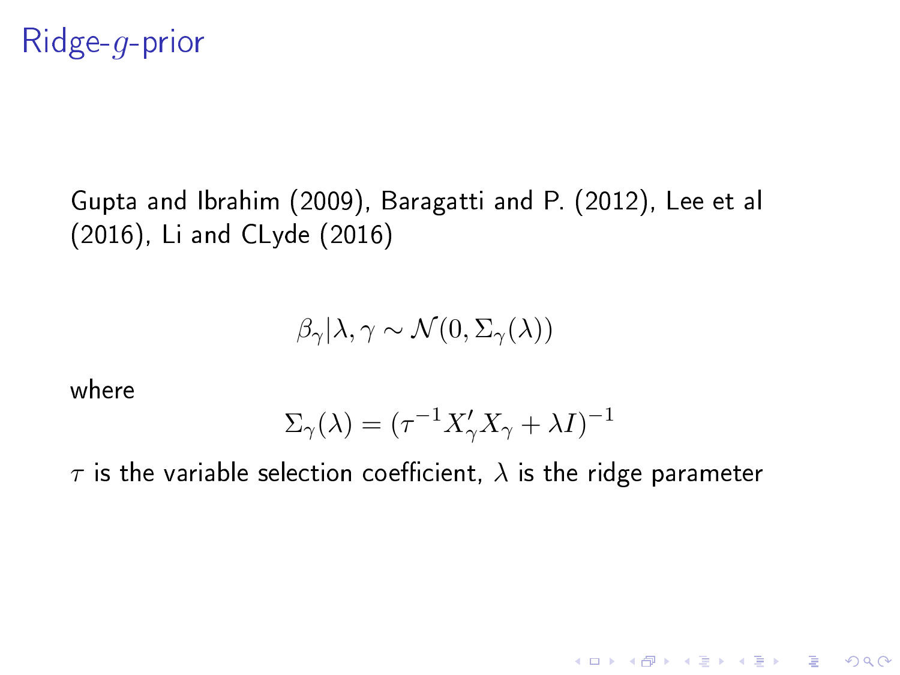# Ridge-$g$-prior

Gupta and Ibrahim (2009), Baragatti and P. (2012), Lee et al (2016), Li and CLyde (2016)

$$\beta_\gamma | \lambda, \gamma \sim \mathcal{N}(0, \Sigma_\gamma(\lambda))$$

where

$$\Sigma_\gamma(\lambda) = (\tau^{-1} X'_\gamma X_\gamma + \lambda I)^{-1}$$

$\tau$ is the variable selection coefficient, $\lambda$ is the ridge parameter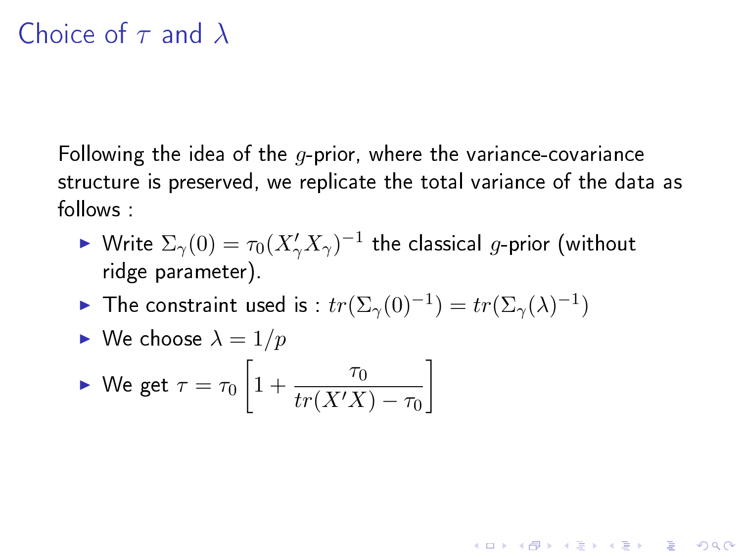# Choice of $\tau$ and $\lambda$

Following the idea of the $g$-prior, where the variance-covariance structure is preserved, we replicate the total variance of the data as follows :

- Write $\Sigma_\gamma(0) = \tau_0 (X'_\gamma X_\gamma)^{-1}$ the classical $g$-prior (without ridge parameter).
- The constraint used is : $tr(\Sigma_\gamma(0)^{-1}) = tr(\Sigma_\gamma(\lambda)^{-1})$
- We choose $\lambda = 1/p$
- We get $\tau = \tau_0 \left[ 1 + \dfrac{\tau_0}{tr(X'X) - \tau_0} \right]$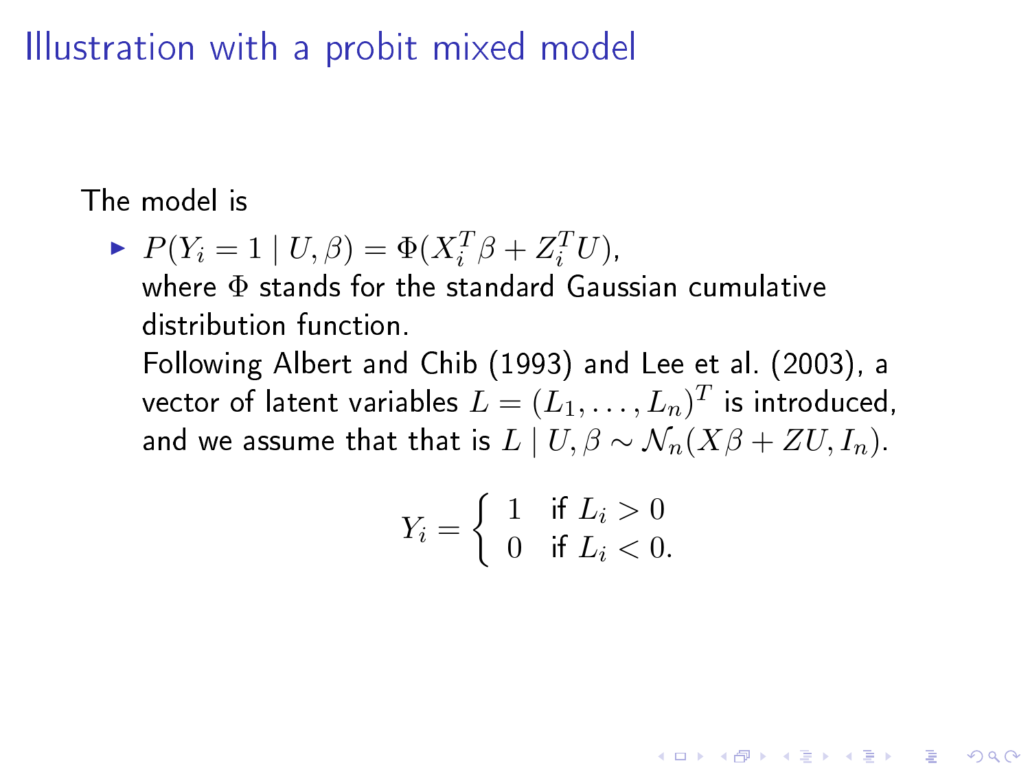# Illustration with a probit mixed model

The model is

- $P(Y_i = 1 \mid U, \beta) = \Phi(X_i^T \beta + Z_i^T U)$,
  where $\Phi$ stands for the standard Gaussian cumulative distribution function.
  Following Albert and Chib (1993) and Lee et al. (2003), a vector of latent variables $L = (L_1, \ldots, L_n)^T$ is introduced, and we assume that that is $L \mid U, \beta \sim \mathcal{N}_n(X\beta + ZU, I_n)$.

$$Y_i = \begin{cases} 1 & \text{if } L_i > 0 \\ 0 & \text{if } L_i < 0. \end{cases}$$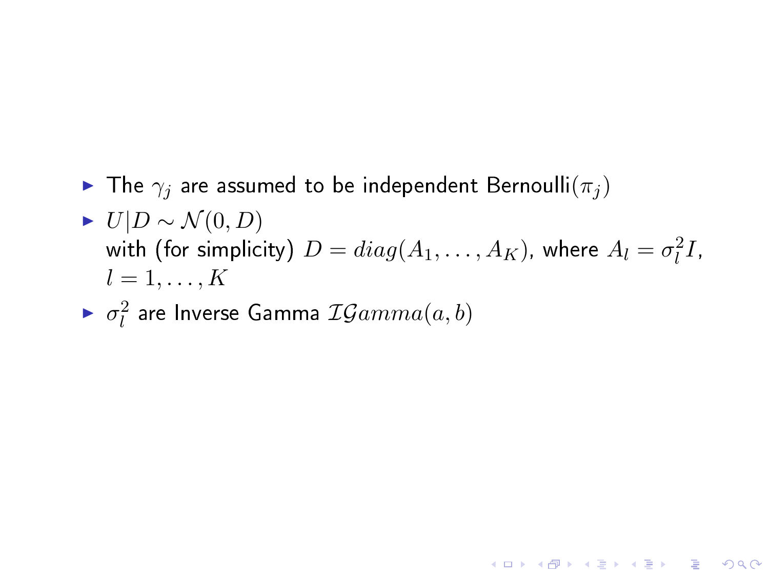- The $\gamma_j$ are assumed to be independent Bernoulli$(\pi_j)$
- $U|D \sim \mathcal{N}(0, D)$
  with (for simplicity) $D = diag(A_1, \ldots, A_K)$, where $A_l = \sigma_l^2 I$, $l = 1, \ldots, K$
- $\sigma_l^2$ are Inverse Gamma $\mathcal{IG}amma(a, b)$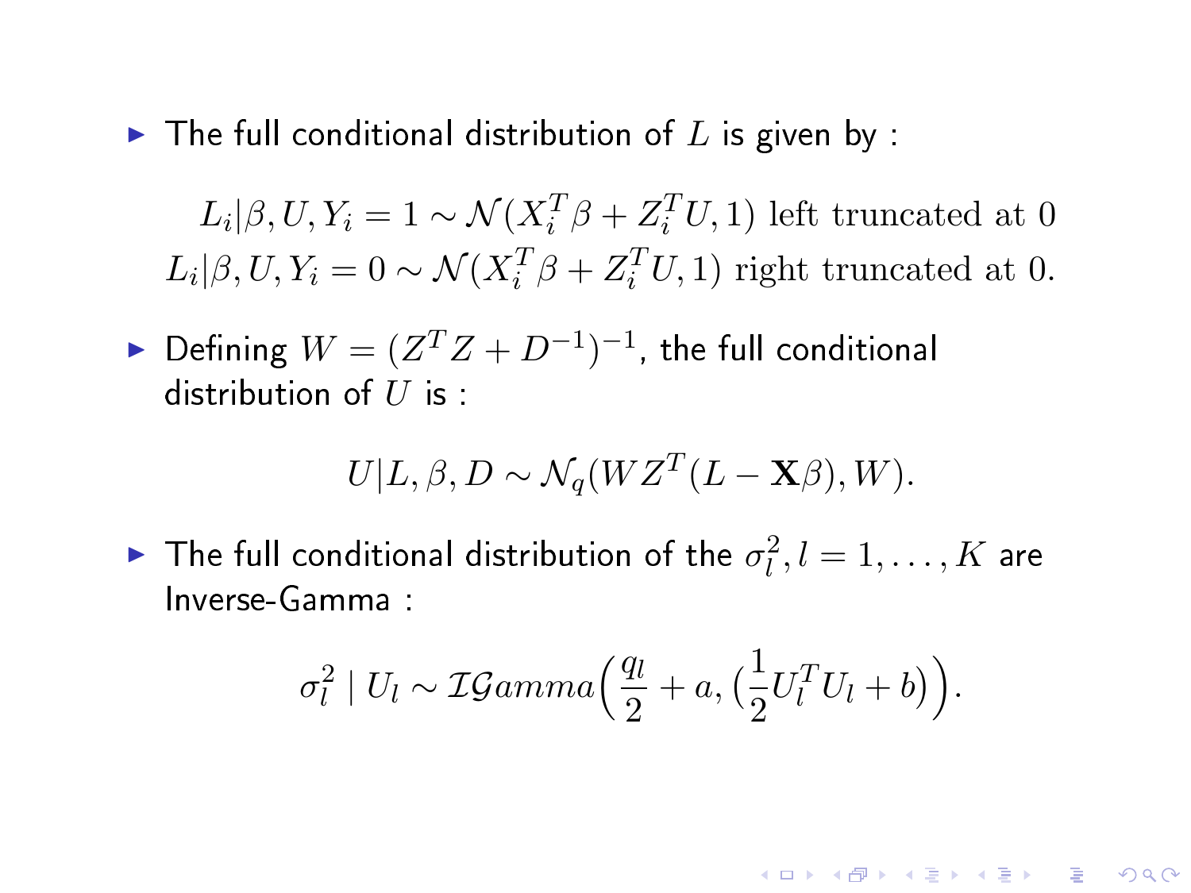- The full conditional distribution of $L$ is given by :

$$
\begin{aligned}
L_i|\beta, U, Y_i = 1 &\sim \mathcal{N}(X_i^T\beta + Z_i^T U, 1) \text{ left truncated at } 0 \\
L_i|\beta, U, Y_i = 0 &\sim \mathcal{N}(X_i^T\beta + Z_i^T U, 1) \text{ right truncated at } 0.
\end{aligned}
$$

- Defining $W = (Z^T Z + D^{-1})^{-1}$, the full conditional distribution of $U$ is :

$$
U|L, \beta, D \sim \mathcal{N}_q(W Z^T (L - \mathbf{X}\beta), W).
$$

- The full conditional distribution of the $\sigma_l^2, l = 1, \ldots, K$ are Inverse-Gamma :

$$
\sigma_l^2 \mid U_l \sim \mathcal{IG}amma\Big(\frac{q_l}{2} + a, (\frac{1}{2}U_l^T U_l + b)\Big).
$$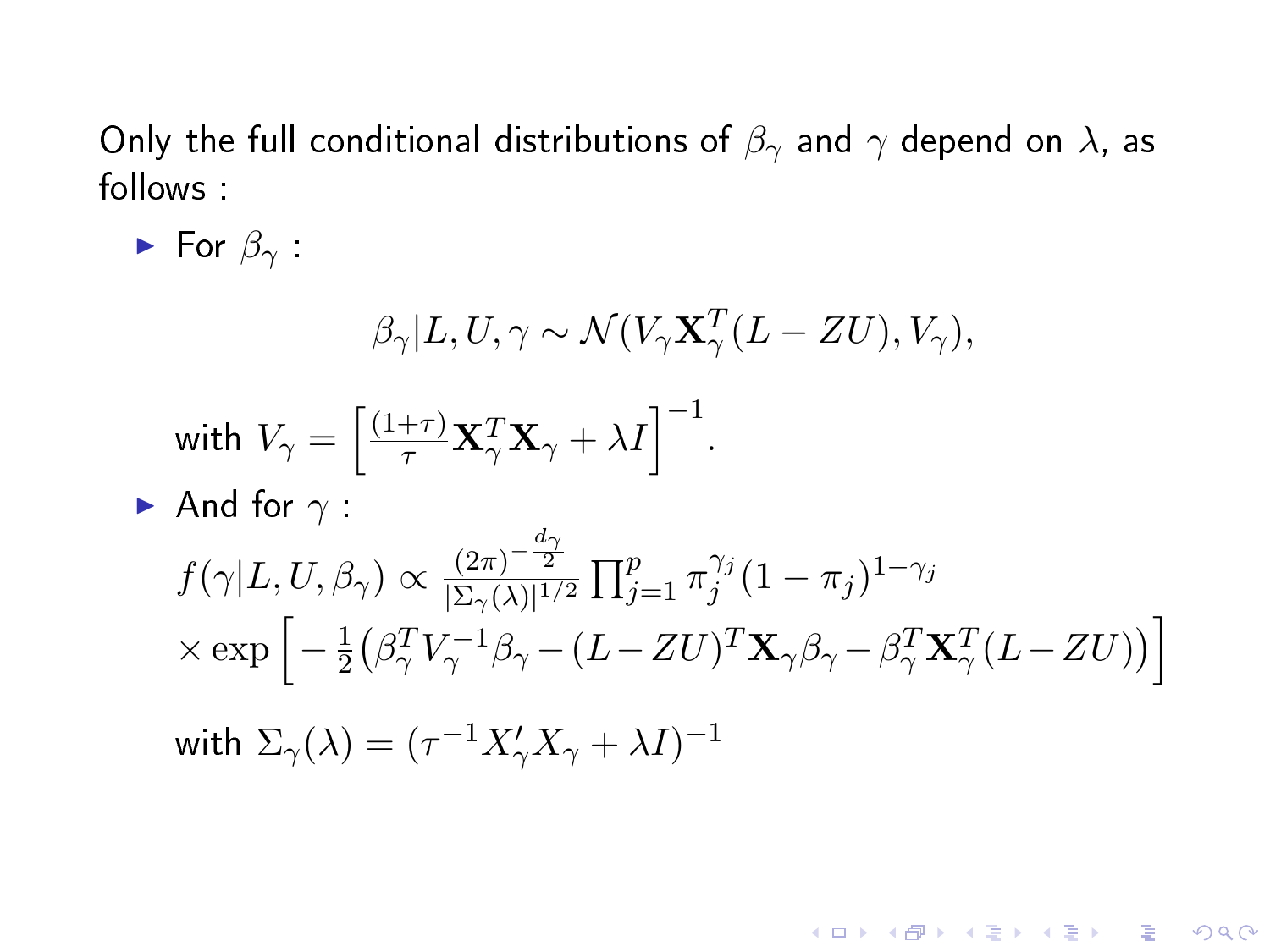Only the full conditional distributions of $\beta_\gamma$ and $\gamma$ depend on $\lambda$, as follows :

- For $\beta_\gamma$ :

$$\beta_\gamma | L, U, \gamma \sim \mathcal{N}(V_\gamma \mathbf{X}_\gamma^T (L - ZU), V_\gamma),$$

  with $V_\gamma = \left[\frac{(1+\tau)}{\tau}\mathbf{X}_\gamma^T \mathbf{X}_\gamma + \lambda I\right]^{-1}$.

- And for $\gamma$ :

  $f(\gamma | L, U, \beta_\gamma) \propto \frac{(2\pi)^{-\frac{d_\gamma}{2}}}{|\Sigma_\gamma(\lambda)|^{1/2}} \prod_{j=1}^{p} \pi_j^{\gamma_j}(1-\pi_j)^{1-\gamma_j}$
  $\times \exp\left[-\frac{1}{2}\left(\beta_\gamma^T V_\gamma^{-1}\beta_\gamma - (L - ZU)^T \mathbf{X}_\gamma \beta_\gamma - \beta_\gamma^T \mathbf{X}_\gamma^T (L - ZU)\right)\right]$

  with $\Sigma_\gamma(\lambda) = (\tau^{-1} X_\gamma' X_\gamma + \lambda I)^{-1}$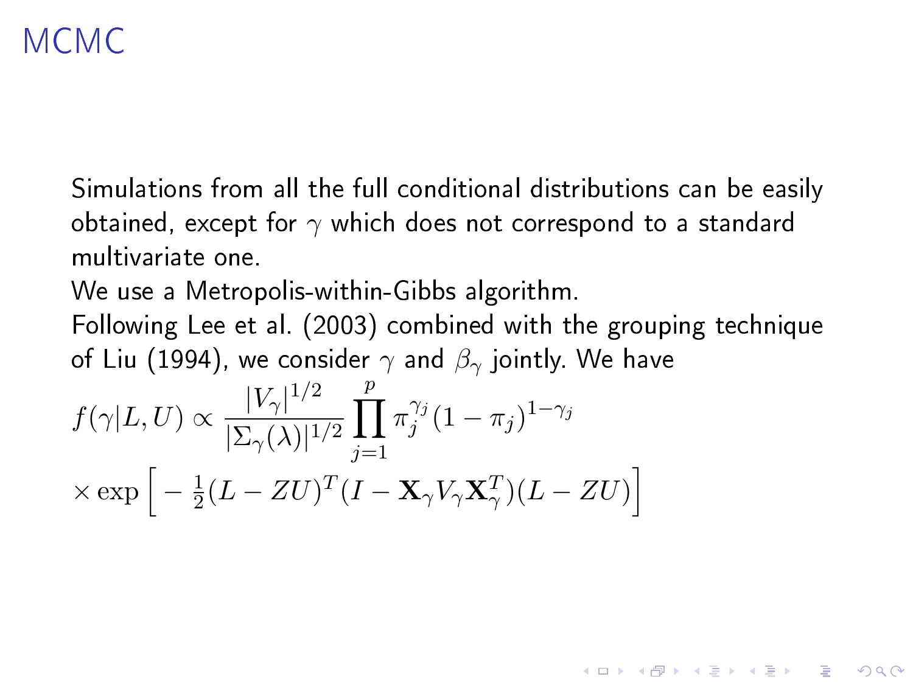# MCMC

Simulations from all the full conditional distributions can be easily obtained, except for $\gamma$ which does not correspond to a standard multivariate one.
We use a Metropolis-within-Gibbs algorithm.
Following Lee et al. (2003) combined with the grouping technique of Liu (1994), we consider $\gamma$ and $\beta_\gamma$ jointly. We have

$$
f(\gamma|L,U) \propto \frac{|V_\gamma|^{1/2}}{|\Sigma_\gamma(\lambda)|^{1/2}} \prod_{j=1}^{p} \pi_j^{\gamma_j}(1-\pi_j)^{1-\gamma_j}
$$

$$
\times \exp\Big[ -\tfrac{1}{2}(L-ZU)^T(I-\mathbf{X}_\gamma V_\gamma \mathbf{X}_\gamma^T)(L-ZU)\Big]
$$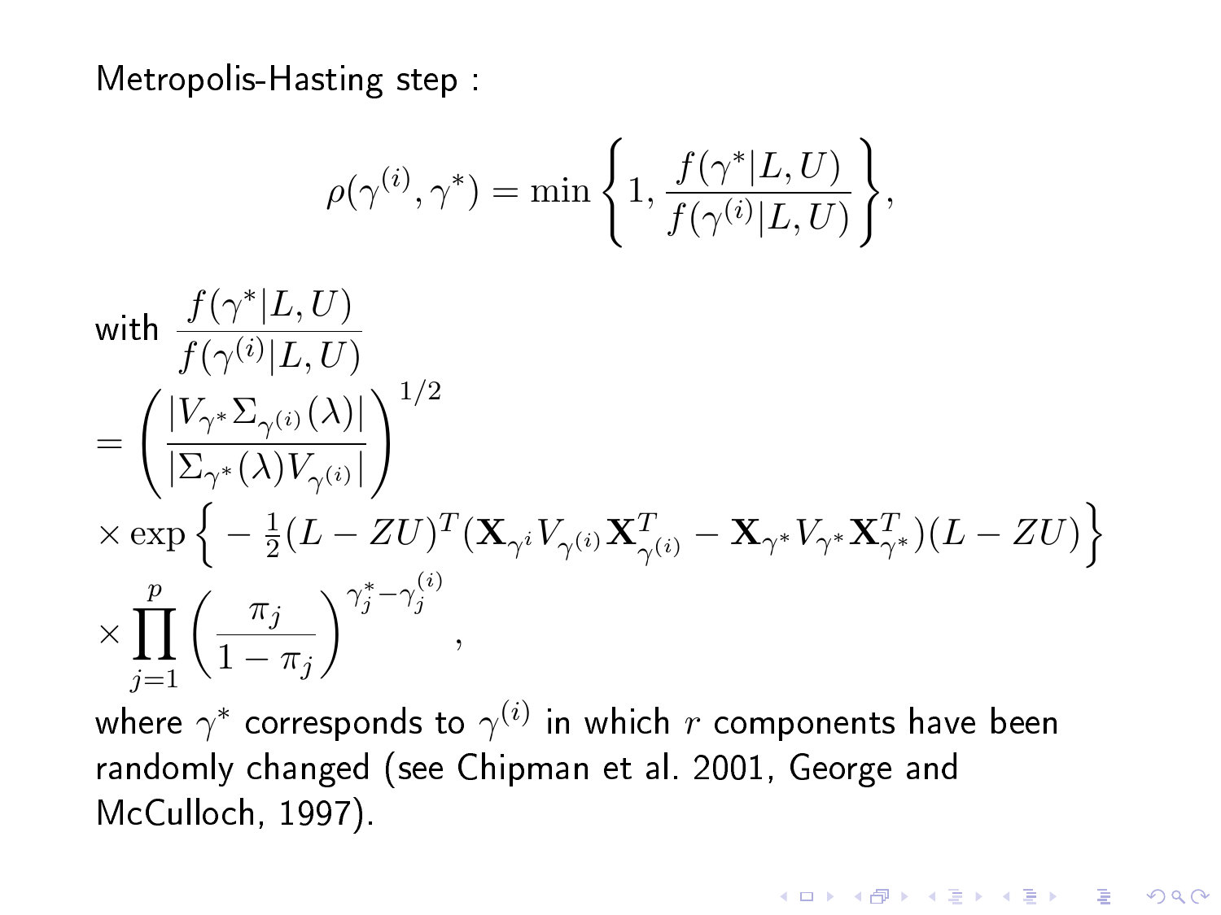Metropolis-Hasting step :

$$\rho(\gamma^{(i)}, \gamma^*) = \min\left\{1, \frac{f(\gamma^*|L,U)}{f(\gamma^{(i)}|L,U)}\right\},$$

with $\dfrac{f(\gamma^*|L,U)}{f(\gamma^{(i)}|L,U)}$

$$= \left(\frac{|V_{\gamma^*}\Sigma_{\gamma^{(i)}}(\lambda)|}{|\Sigma_{\gamma^*}(\lambda)V_{\gamma^{(i)}}|}\right)^{1/2}$$

$$\times \exp\Big\{-\tfrac{1}{2}(L - ZU)^T(\mathbf{X}_{\gamma^i}V_{\gamma^{(i)}}\mathbf{X}^T_{\gamma^{(i)}} - \mathbf{X}_{\gamma^*}V_{\gamma^*}\mathbf{X}^T_{\gamma^*})(L - ZU)\Big\}$$

$$\times \prod_{j=1}^{p}\left(\frac{\pi_j}{1-\pi_j}\right)^{\gamma^*_j - \gamma^{(i)}_j},$$

where $\gamma^*$ corresponds to $\gamma^{(i)}$ in which $r$ components have been randomly changed (see Chipman et al. 2001, George and McCulloch, 1997).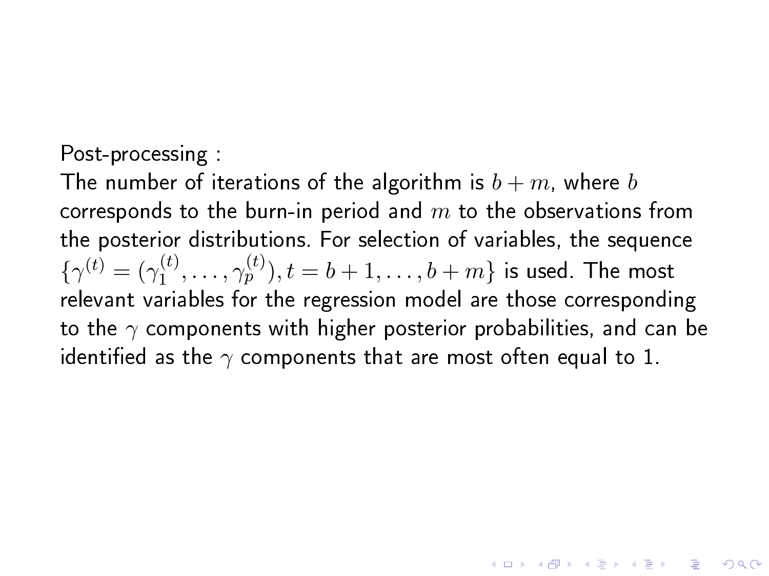Post-processing :

The number of iterations of the algorithm is $b + m$, where $b$ corresponds to the burn-in period and $m$ to the observations from the posterior distributions. For selection of variables, the sequence $\{\gamma^{(t)} = (\gamma_1^{(t)}, \ldots, \gamma_p^{(t)}), t = b+1, \ldots, b+m\}$ is used. The most relevant variables for the regression model are those corresponding to the $\gamma$ components with higher posterior probabilities, and can be identified as the $\gamma$ components that are most often equal to 1.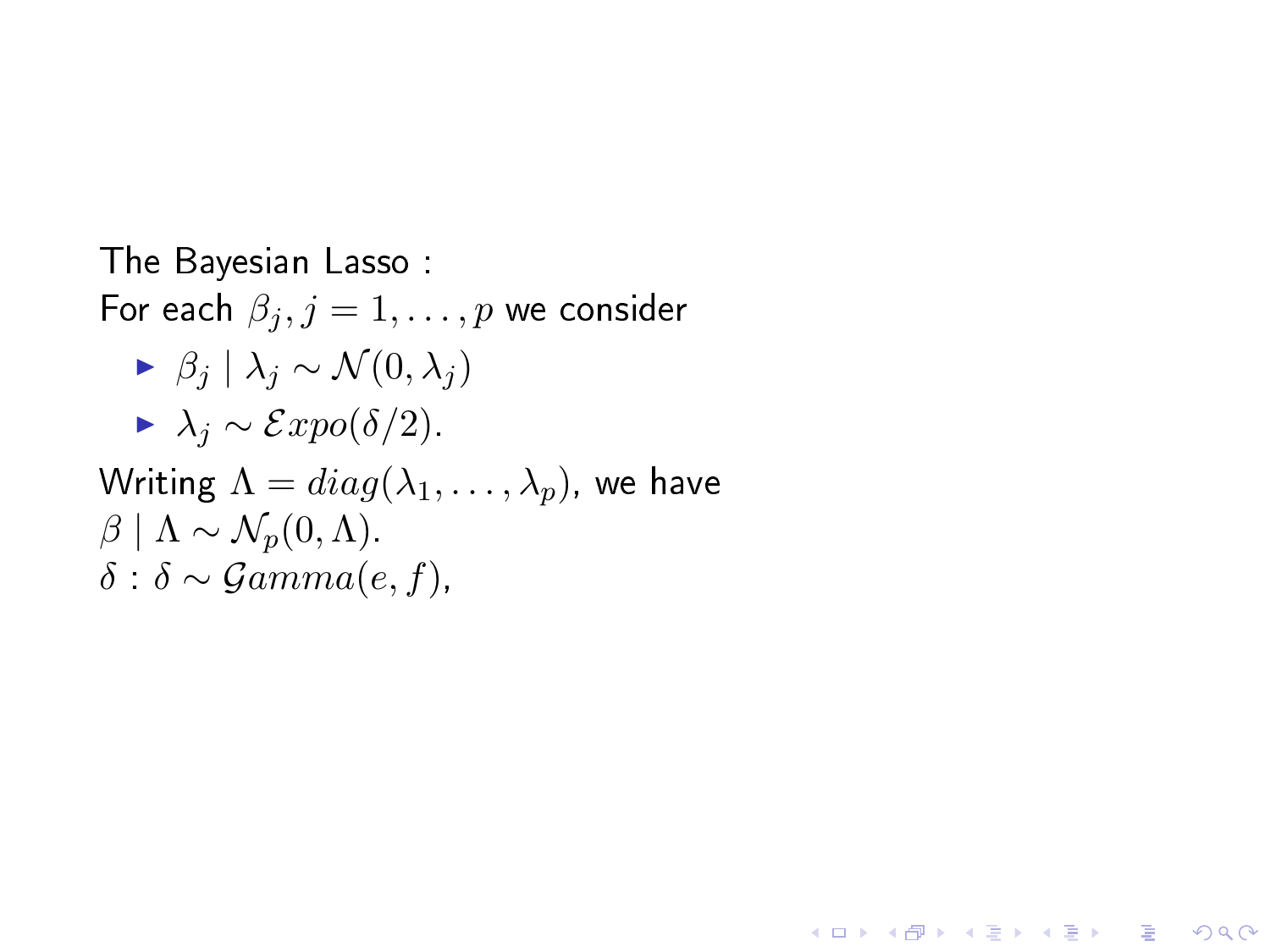The Bayesian Lasso :

For each $\beta_j, j = 1, \ldots, p$ we consider

- $\beta_j \mid \lambda_j \sim \mathcal{N}(0, \lambda_j)$
- $\lambda_j \sim \mathcal{E}xpo(\delta/2)$.

Writing $\Lambda = diag(\lambda_1, \ldots, \lambda_p)$, we have

$\beta \mid \Lambda \sim \mathcal{N}_p(0, \Lambda)$.

$\delta$ : $\delta \sim \mathcal{G}amma(e, f)$,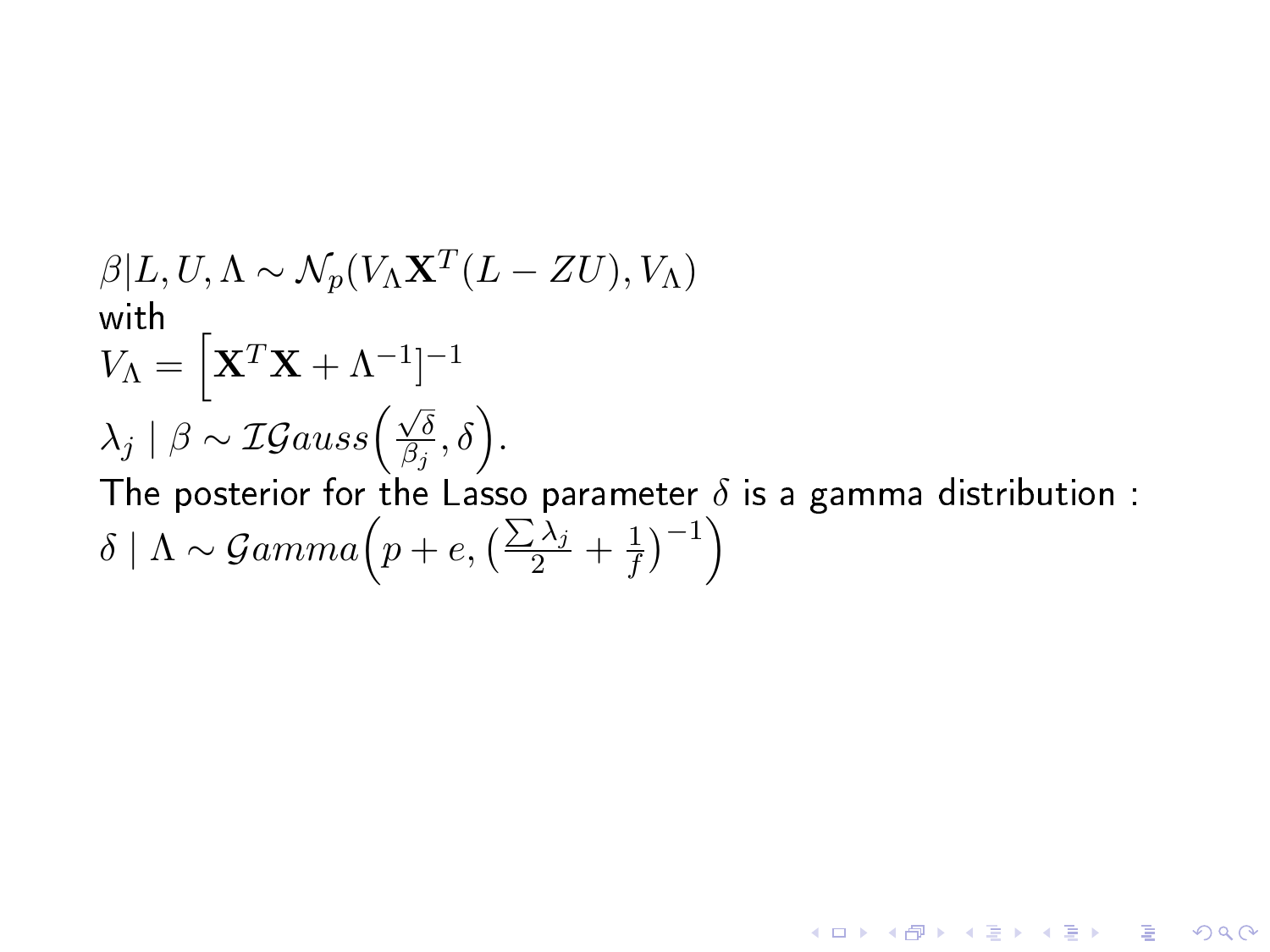$$\beta | L, U, \Lambda \sim \mathcal{N}_p(V_\Lambda \mathbf{X}^T (L - ZU), V_\Lambda)$$

with

$$V_\Lambda = \Big[\mathbf{X}^T \mathbf{X} + \Lambda^{-1}\big]^{-1}$$

$$\lambda_j \mid \beta \sim \mathcal{IG}auss\Big(\frac{\sqrt{\delta}}{\beta_j}, \delta\Big).$$

The posterior for the Lasso parameter $\delta$ is a gamma distribution :

$$\delta \mid \Lambda \sim \mathcal{G}amma\Big(p + e, \big(\frac{\sum \lambda_j}{2} + \frac{1}{f}\big)^{-1}\Big)$$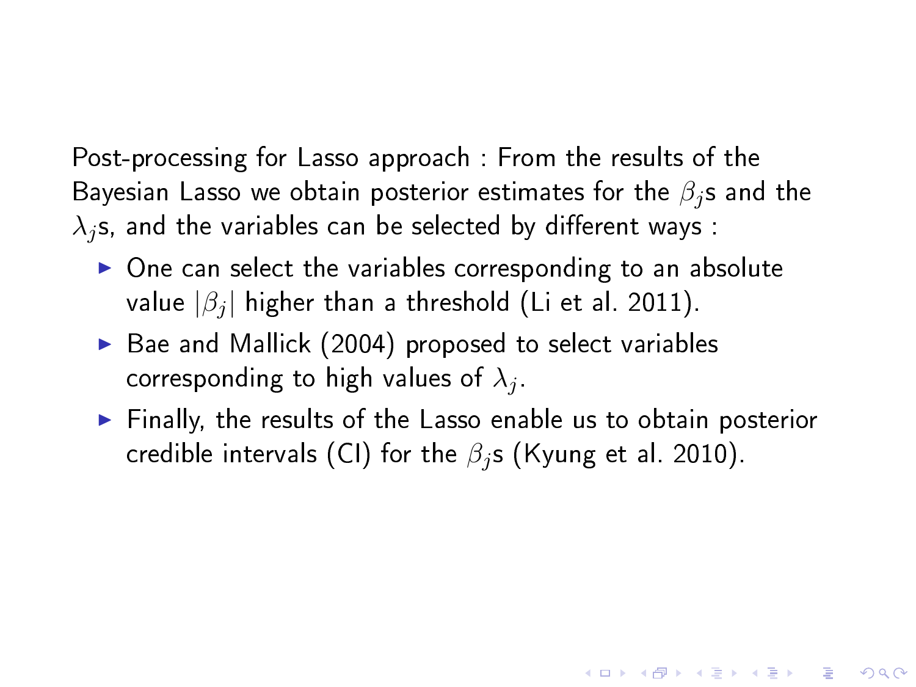Post-processing for Lasso approach : From the results of the Bayesian Lasso we obtain posterior estimates for the $\beta_j$s and the $\lambda_j$s, and the variables can be selected by different ways :

- One can select the variables corresponding to an absolute value $|\beta_j|$ higher than a threshold (Li et al. 2011).
- Bae and Mallick (2004) proposed to select variables corresponding to high values of $\lambda_j$.
- Finally, the results of the Lasso enable us to obtain posterior credible intervals (CI) for the $\beta_j$s (Kyung et al. 2010).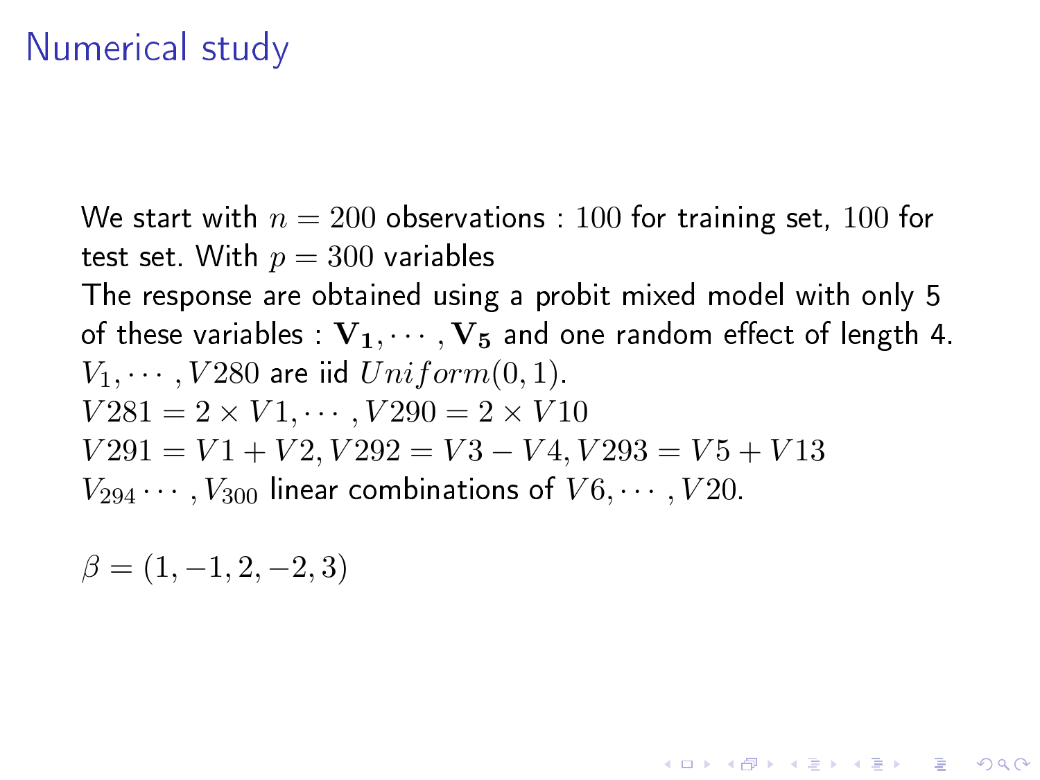# Numerical study

We start with $n = 200$ observations : $100$ for training set, $100$ for test set. With $p = 300$ variables

The response are obtained using a probit mixed model with only 5 of these variables : $\mathbf{V_1}, \cdots, \mathbf{V_5}$ and one random effect of length 4.

$V_1, \cdots, V280$ are iid $Uniform(0, 1)$.

$V281 = 2 \times V1, \cdots, V290 = 2 \times V10$

$V291 = V1 + V2, V292 = V3 - V4, V293 = V5 + V13$

$V_{294} \cdots, V_{300}$ linear combinations of $V6, \cdots, V20$.

$\beta = (1, -1, 2, -2, 3)$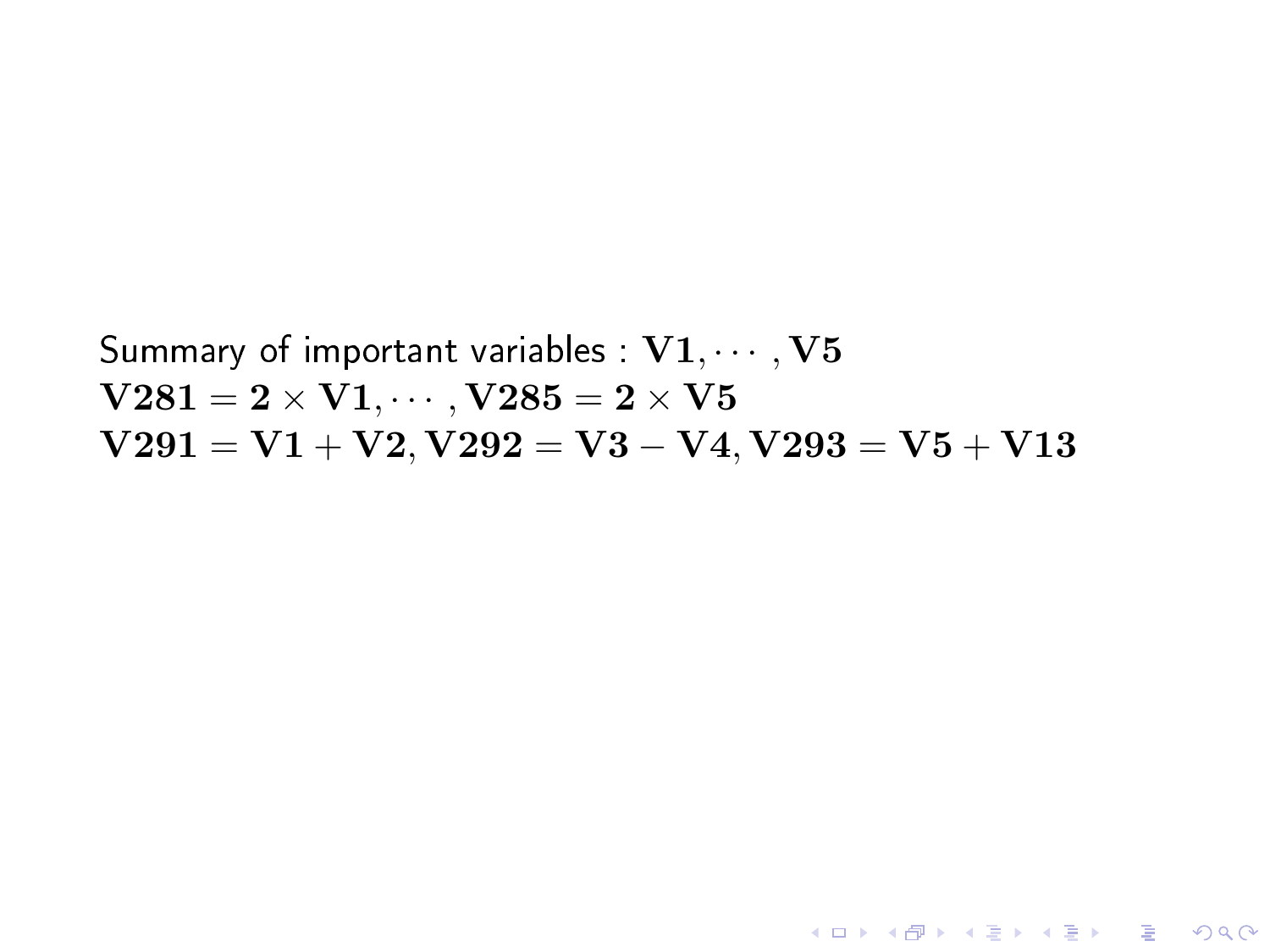Summary of important variables : $\mathbf{V1}, \cdots, \mathbf{V5}$

$\mathbf{V281 = 2 \times V1}, \cdots, \mathbf{V285 = 2 \times V5}$

$\mathbf{V291 = V1 + V2}, \mathbf{V292 = V3 - V4}, \mathbf{V293 = V5 + V13}$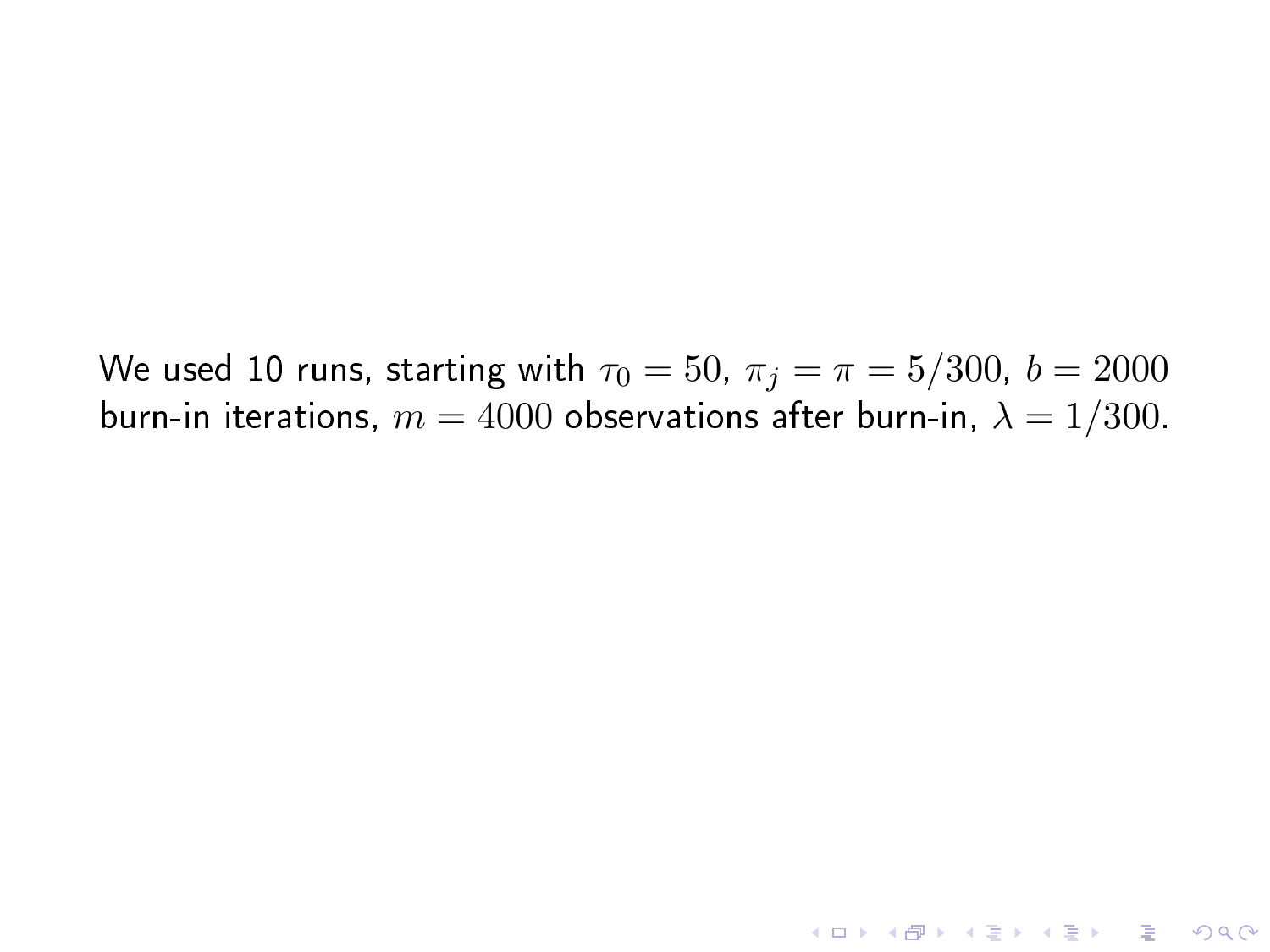We used 10 runs, starting with $\tau_0 = 50$, $\pi_j = \pi = 5/300$, $b = 2000$ burn-in iterations, $m = 4000$ observations after burn-in, $\lambda = 1/300$.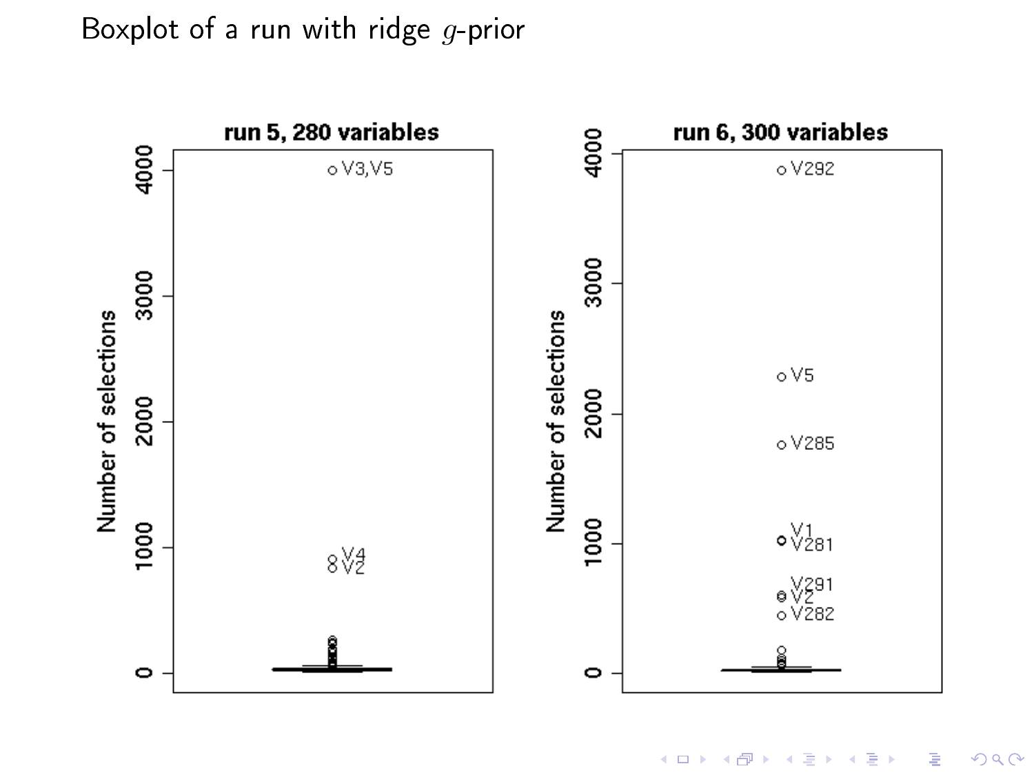# Boxplot of a run with ridge $g$-prior

run 5, 280 variables

Number of selections

0
1000
2000
3000
4000

V3,V5
V4
V2

run 6, 300 variables

Number of selections

0
1000
2000
3000
4000

V292
V5
V285
V1
V281
V291
V2
V282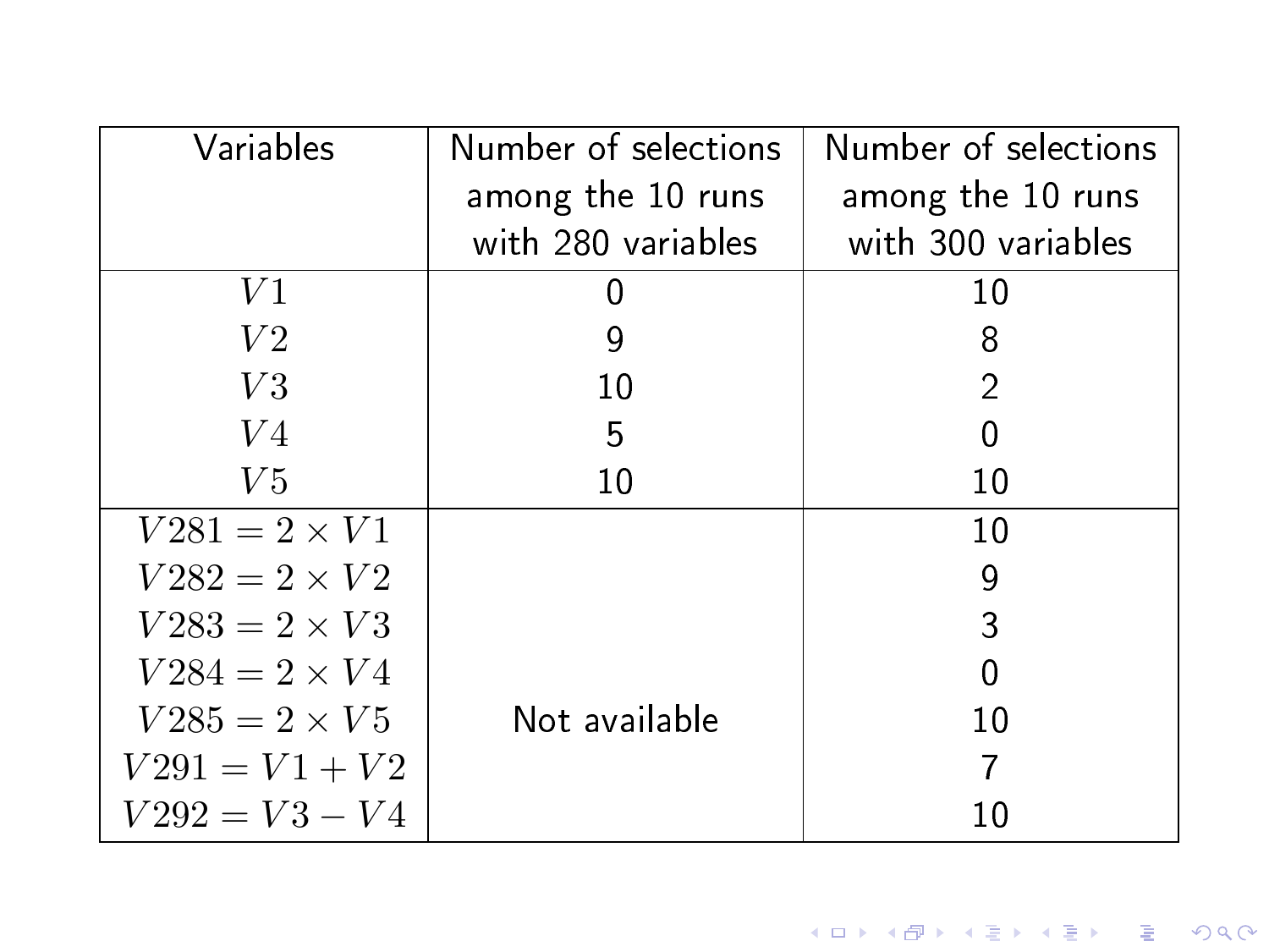| Variables | Number of selections among the 10 runs with 280 variables | Number of selections among the 10 runs with 300 variables |
|---|---|---|
| $V1$ | 0 | 10 |
| $V2$ | 9 | 8 |
| $V3$ | 10 | 2 |
| $V4$ | 5 | 0 |
| $V5$ | 10 | 10 |
| $V281 = 2 \times V1$ | Not available | 10 |
| $V282 = 2 \times V2$ | | 9 |
| $V283 = 2 \times V3$ | | 3 |
| $V284 = 2 \times V4$ | | 0 |
| $V285 = 2 \times V5$ | | 10 |
| $V291 = V1 + V2$ | | 7 |
| $V292 = V3 - V4$ | | 10 |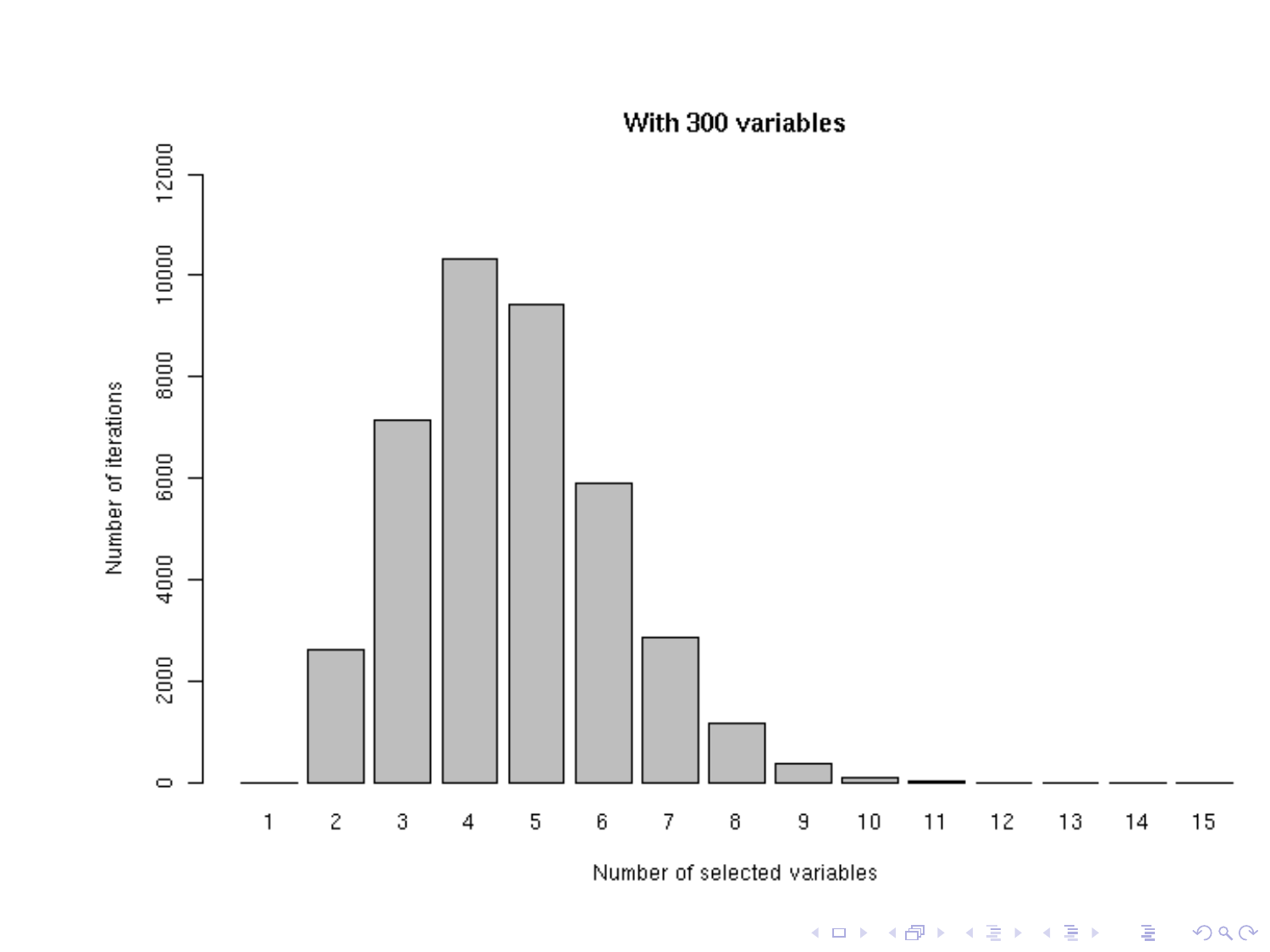With 300 variables

Number of iterations

0
2000
4000
6000
8000
10000
12000

1
2
3
4
5
6
7
8
9
10
11
12
13
14
15

Number of selected variables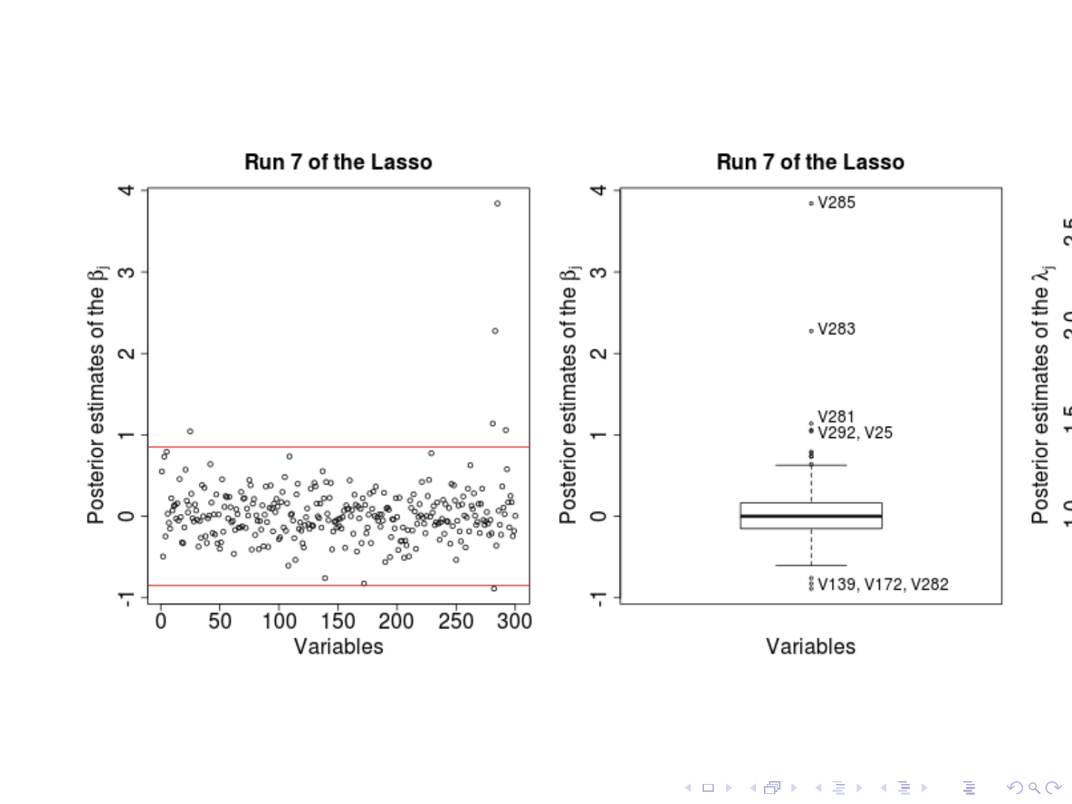**Run 7 of the Lasso**

**Run 7 of the Lasso**

Posterior estimates of the $\beta_j$

Variables

V285, V283, V281, V292, V25, V139, V172, V282

Posterior estimates of the $\lambda_j$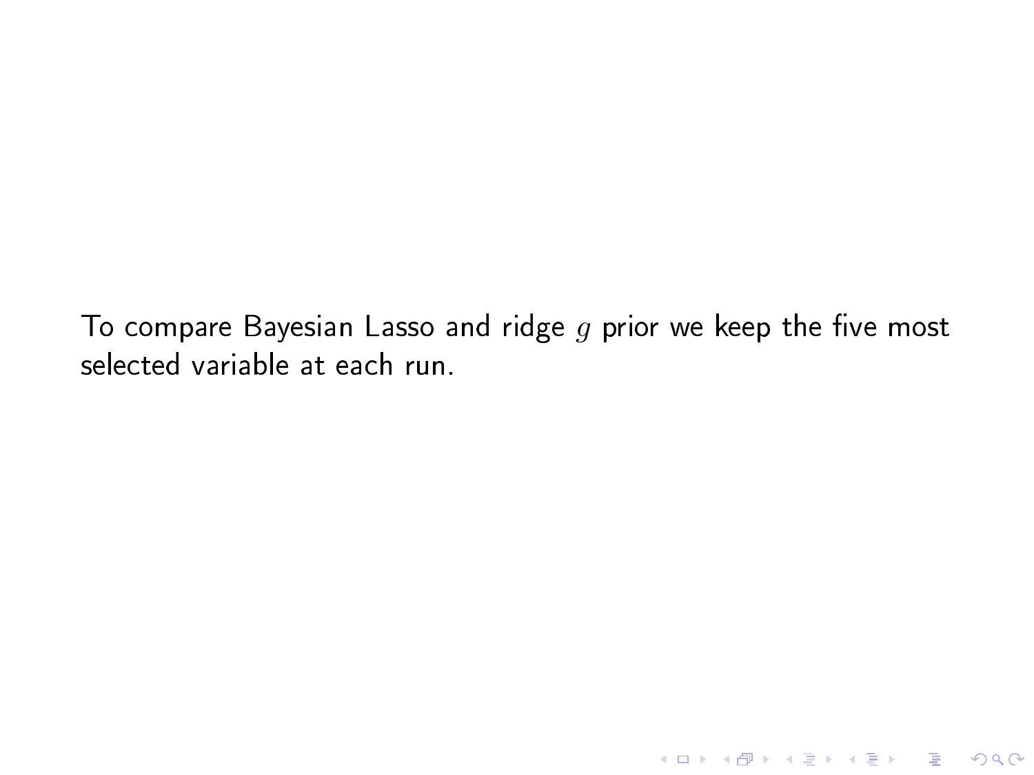To compare Bayesian Lasso and ridge $g$ prior we keep the five most selected variable at each run.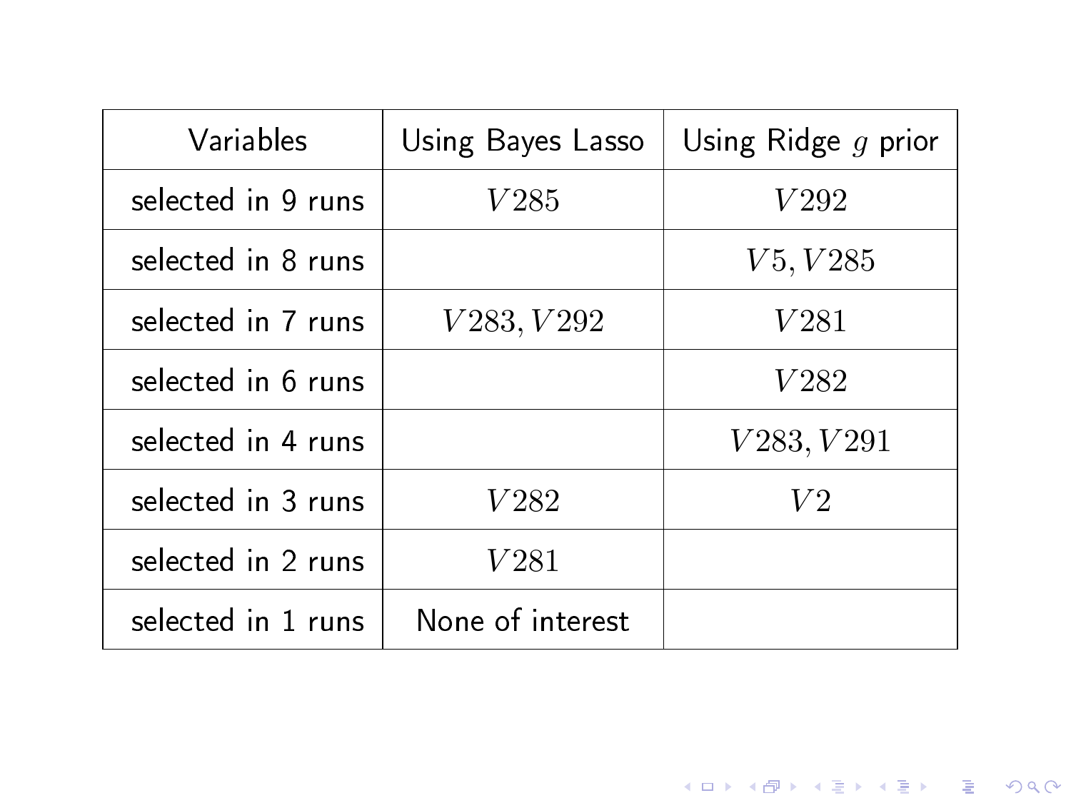| Variables | Using Bayes Lasso | Using Ridge $g$ prior |
| --- | --- | --- |
| selected in 9 runs | $V285$ | $V292$ |
| selected in 8 runs | | $V5, V285$ |
| selected in 7 runs | $V283, V292$ | $V281$ |
| selected in 6 runs | | $V282$ |
| selected in 4 runs | | $V283, V291$ |
| selected in 3 runs | $V282$ | $V2$ |
| selected in 2 runs | $V281$ | |
| selected in 1 runs | None of interest | |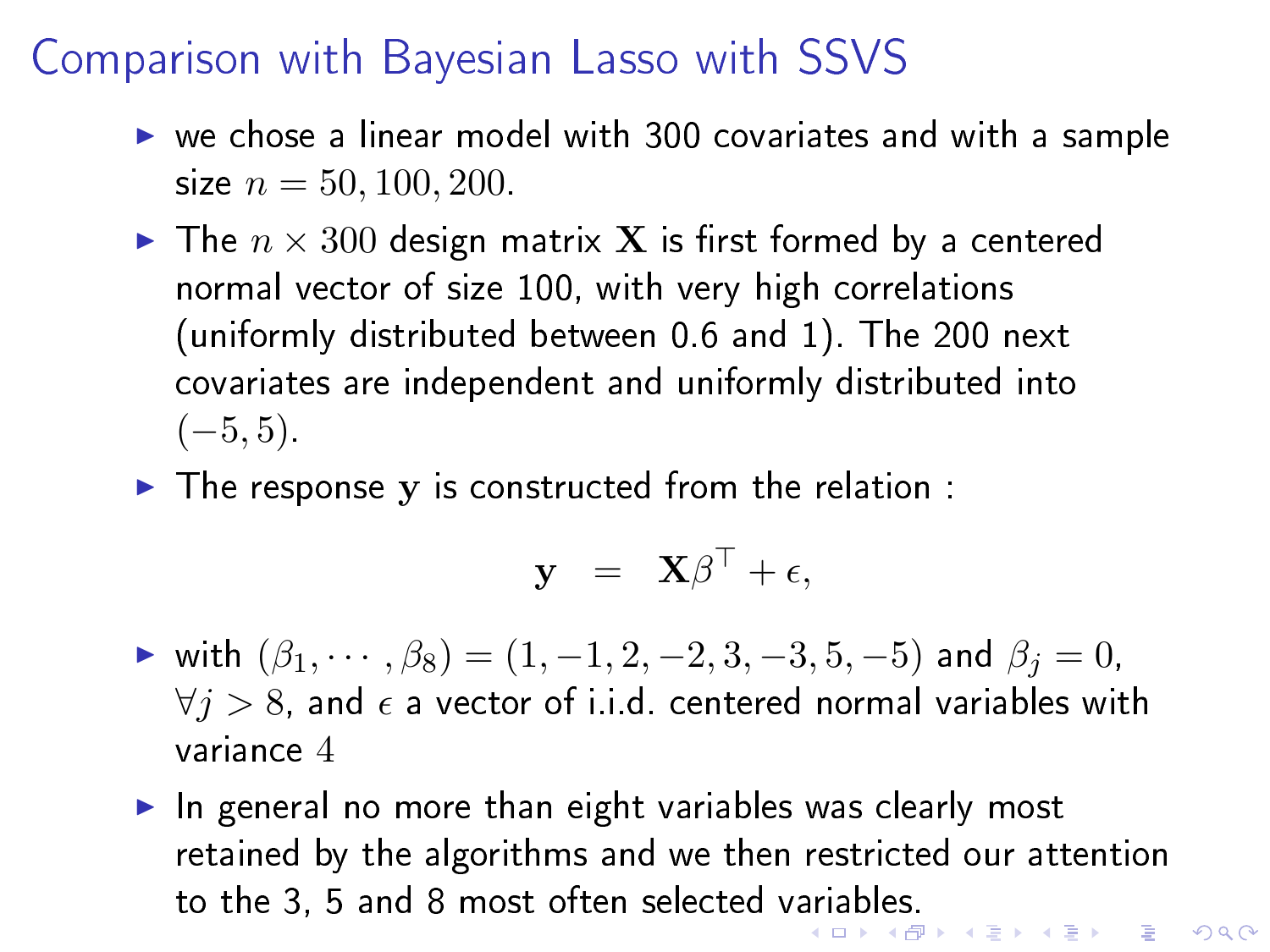# Comparison with Bayesian Lasso with SSVS

- we chose a linear model with 300 covariates and with a sample size $n = 50, 100, 200$.
- The $n \times 300$ design matrix $\mathbf{X}$ is first formed by a centered normal vector of size 100, with very high correlations (uniformly distributed between 0.6 and 1). The 200 next covariates are independent and uniformly distributed into $(-5, 5)$.
- The response $\mathbf{y}$ is constructed from the relation :

$$\mathbf{y} \quad = \quad \mathbf{X}\beta^{\top} + \epsilon,$$

- with $(\beta_1, \cdots, \beta_8) = (1, -1, 2, -2, 3, -3, 5, -5)$ and $\beta_j = 0$, $\forall j > 8$, and $\epsilon$ a vector of i.i.d. centered normal variables with variance $4$
- In general no more than eight variables was clearly most retained by the algorithms and we then restricted our attention to the 3, 5 and 8 most often selected variables.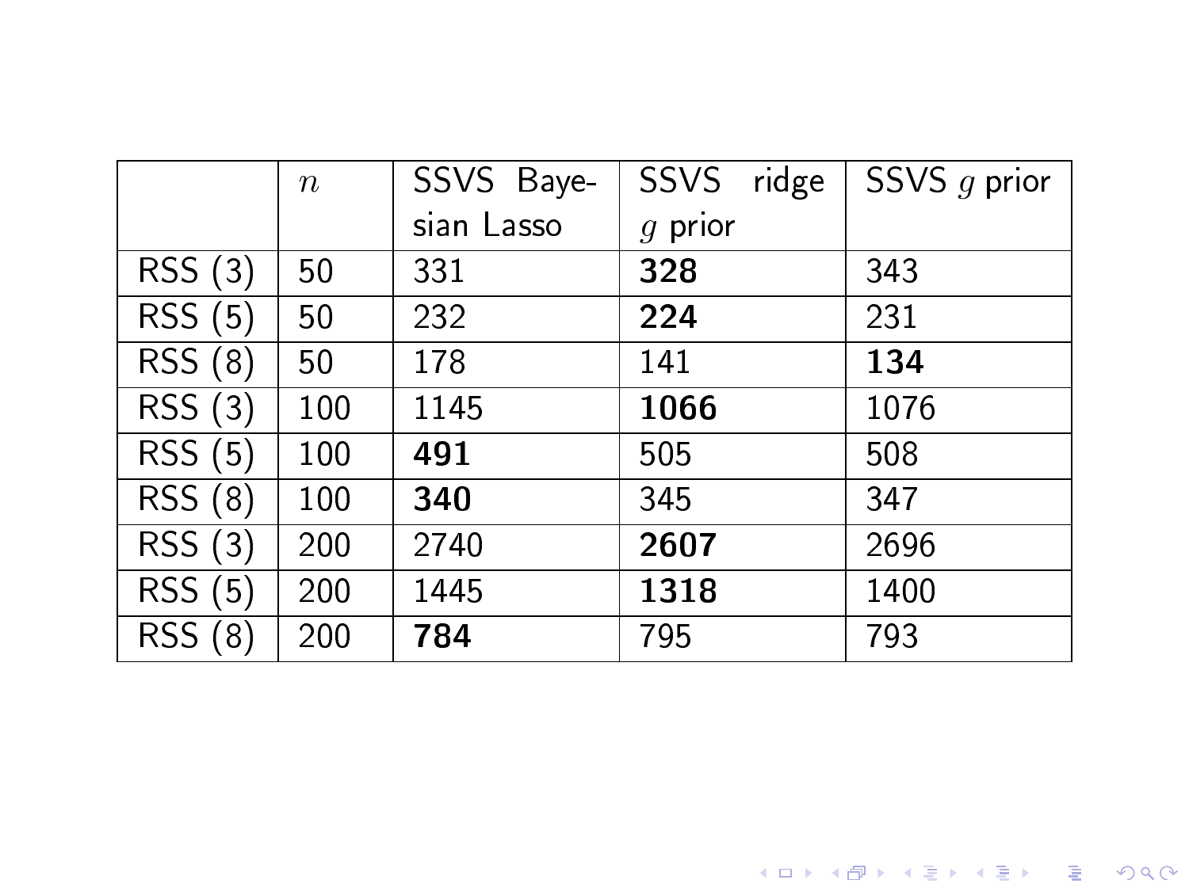| | $n$ | SSVS Bayesian Lasso | SSVS ridge $g$ prior | SSVS $g$ prior |
|---|---|---|---|---|
| RSS (3) | 50 | 331 | **328** | 343 |
| RSS (5) | 50 | 232 | **224** | 231 |
| RSS (8) | 50 | 178 | 141 | **134** |
| RSS (3) | 100 | 1145 | **1066** | 1076 |
| RSS (5) | 100 | **491** | 505 | 508 |
| RSS (8) | 100 | **340** | 345 | 347 |
| RSS (3) | 200 | 2740 | **2607** | 2696 |
| RSS (5) | 200 | 1445 | **1318** | 1400 |
| RSS (8) | 200 | **784** | 795 | 793 |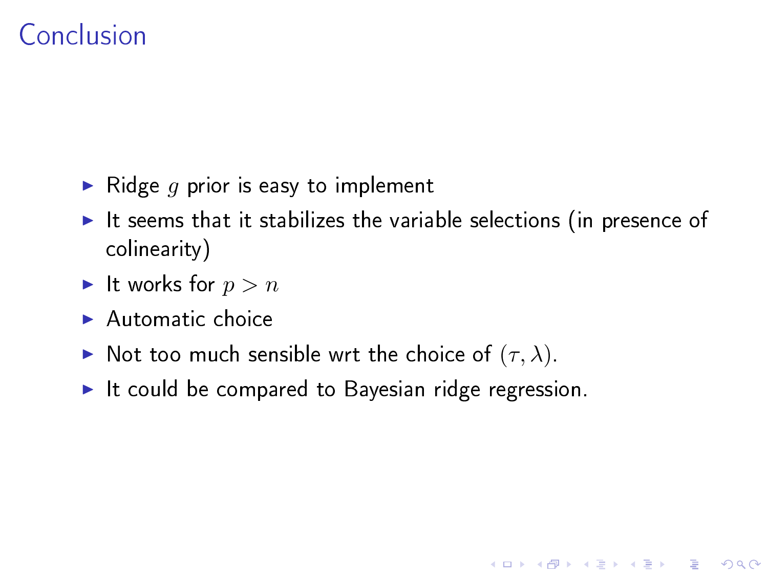# Conclusion

- Ridge $g$ prior is easy to implement
- It seems that it stabilizes the variable selections (in presence of colinearity)
- It works for $p > n$
- Automatic choice
- Not too much sensible wrt the choice of $(\tau, \lambda)$.
- It could be compared to Bayesian ridge regression.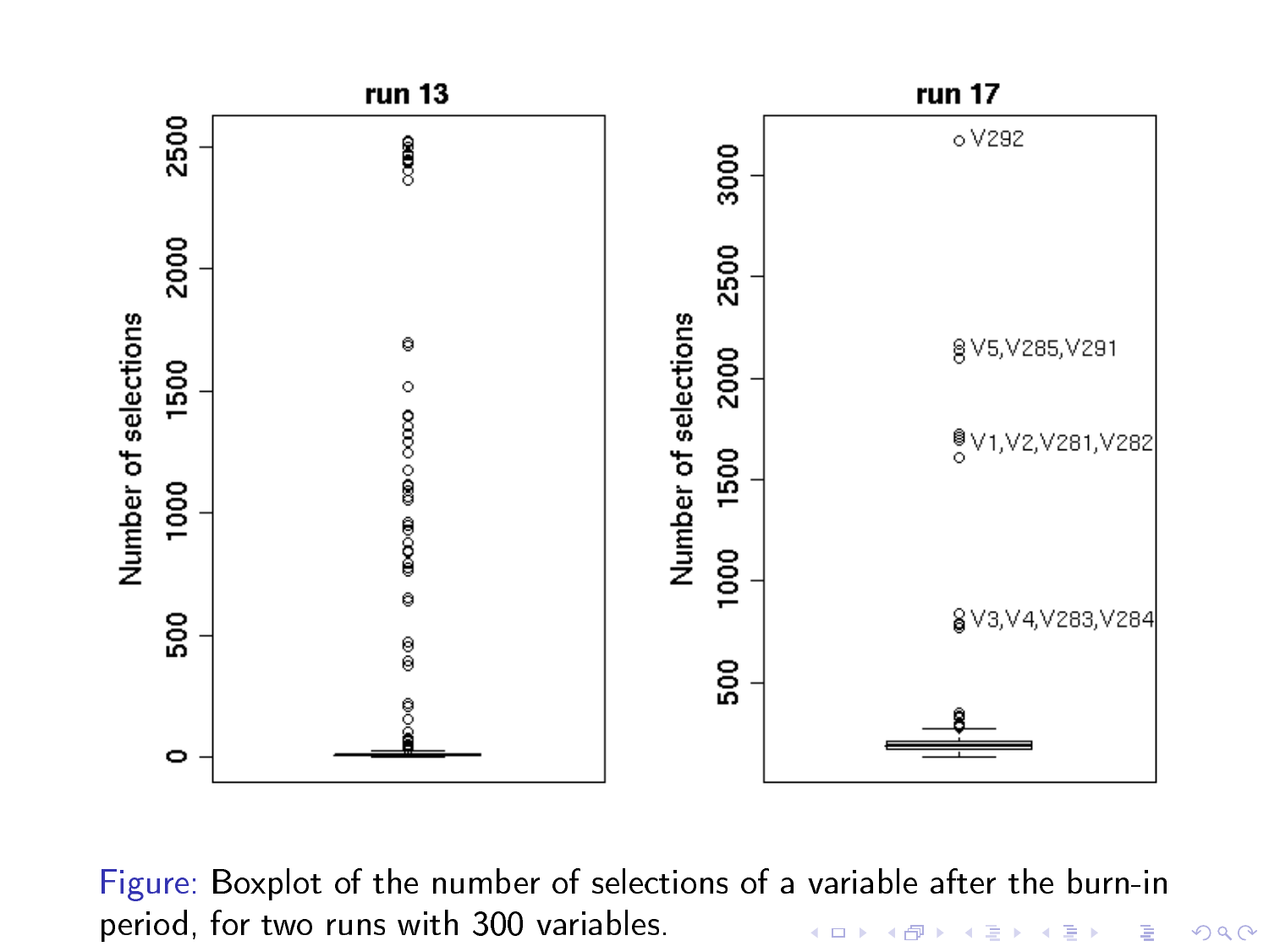run 13

Number of selections

0
500
1000
1500
2000
2500

run 17

Number of selections

500
1000
1500
2000
2500
3000

V292
V5,V285,V291
V1,V2,V281,V282
V3,V4,V283,V284

Figure: Boxplot of the number of selections of a variable after the burn-in period, for two runs with 300 variables.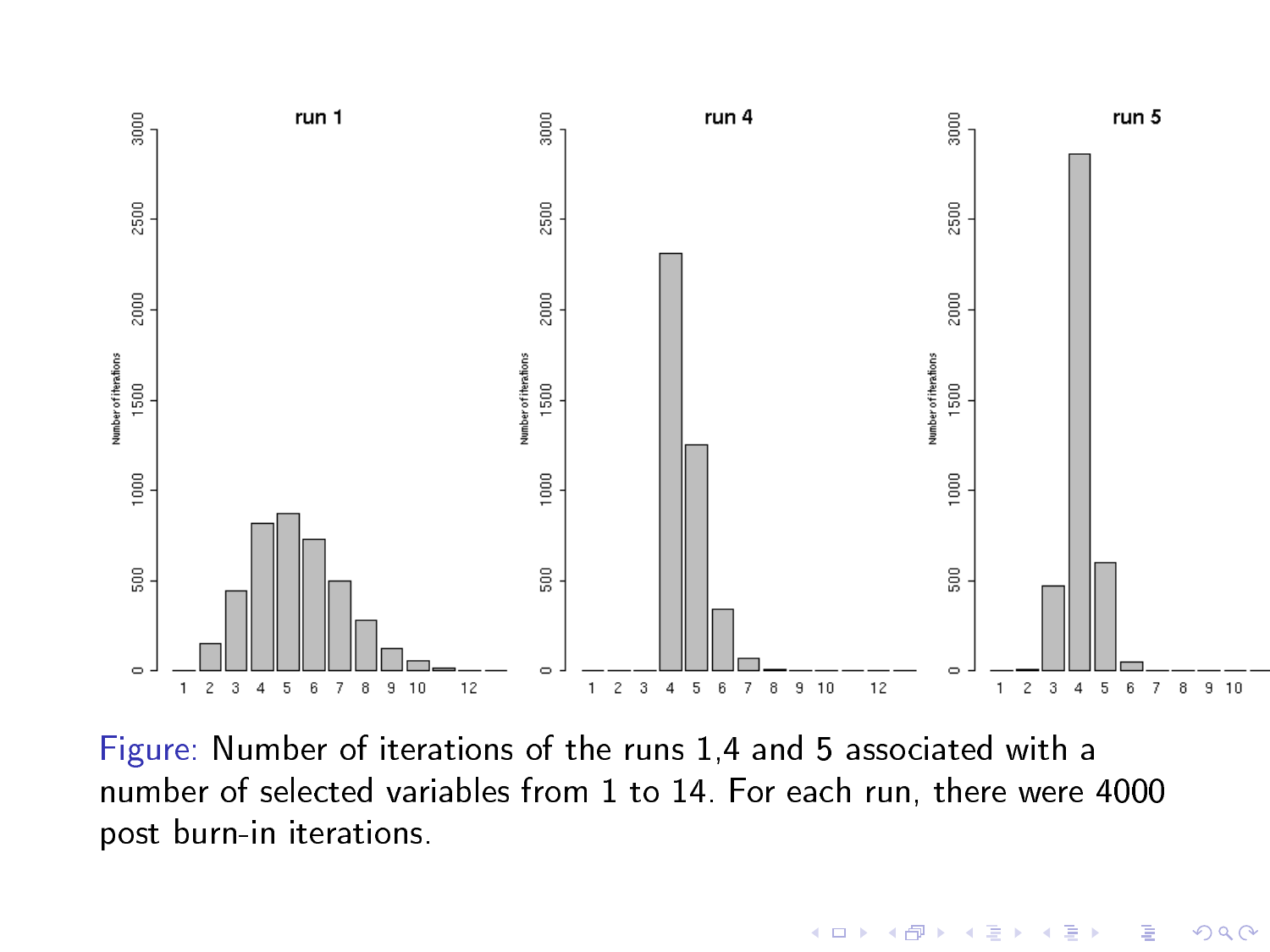run 1

run 4

run 5

Number of iterations

0 500 1000 1500 2000 2500 3000

1 2 3 4 5 6 7 8 9 10 12

1 2 3 4 5 6 7 8 9 10 12

1 2 3 4 5 6 7 8 9 10

Figure: Number of iterations of the runs 1,4 and 5 associated with a number of selected variables from 1 to 14. For each run, there were 4000 post burn-in iterations.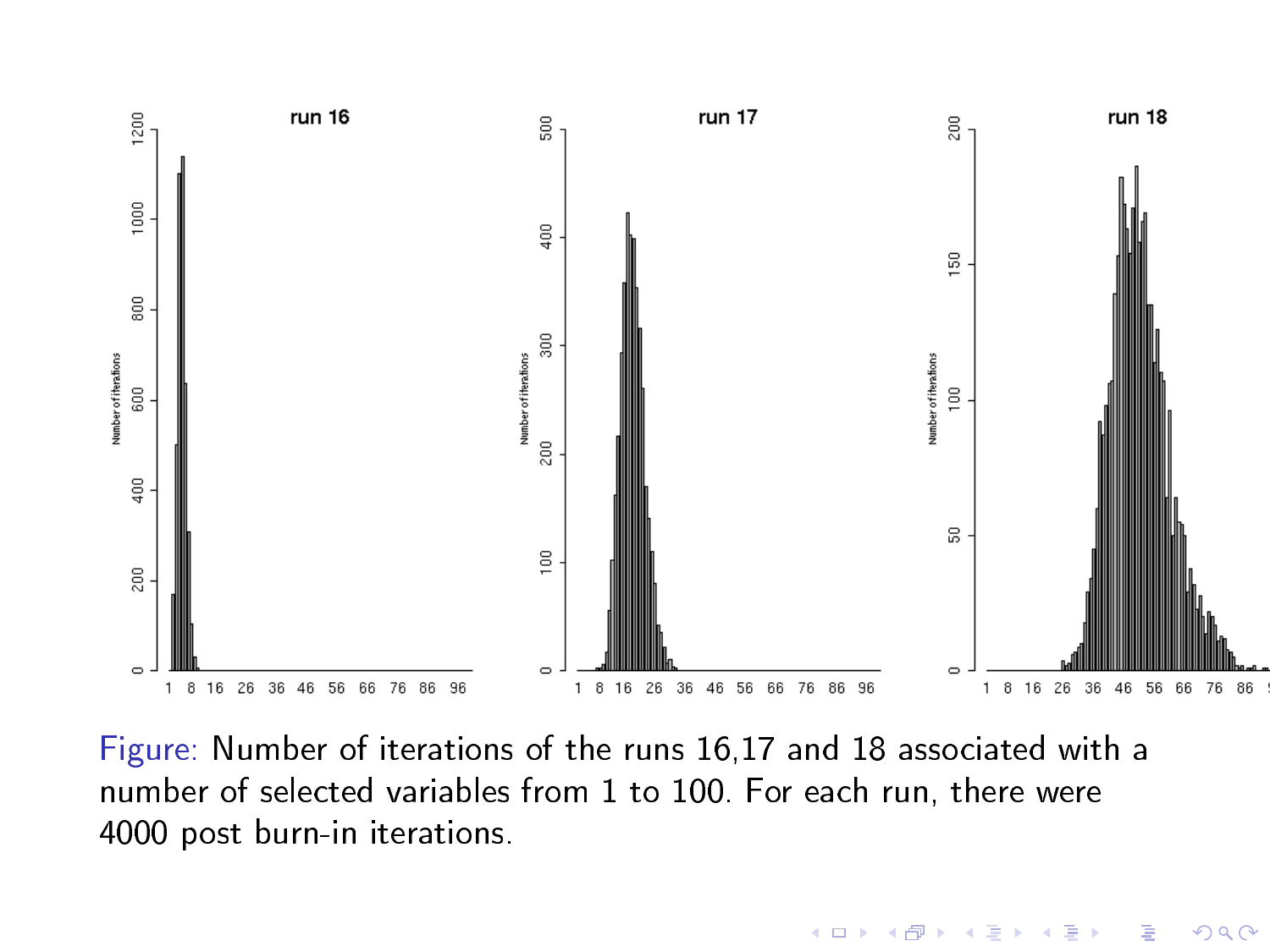run 16

1200
1000
800
600
400
200
0

Number of iterations

1 8 16 26 36 46 56 66 76 86 96

run 17

500
400
300
200
100
0

Number of iterations

1 8 16 26 36 46 56 66 76 86 96

run 18

200
150
100
50
0

Number of iterations

1 8 16 26 36 46 56 66 76 86

Figure: Number of iterations of the runs 16,17 and 18 associated with a number of selected variables from 1 to 100. For each run, there were 4000 post burn-in iterations.